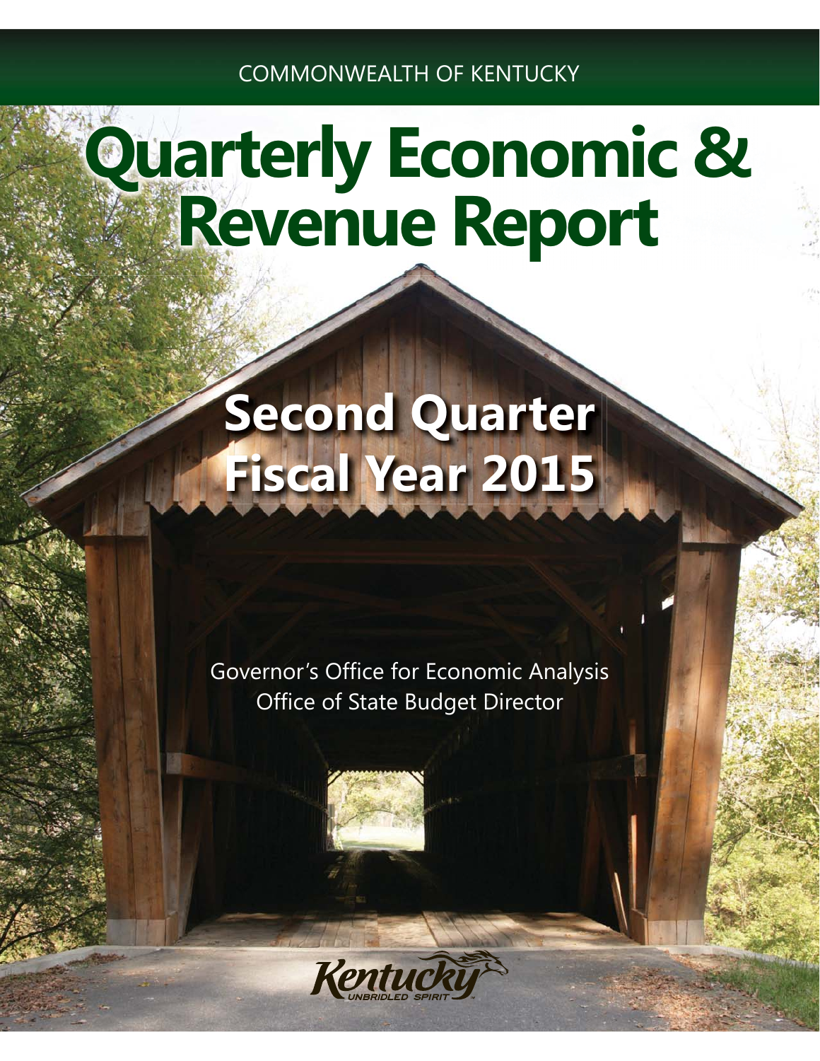COMMONWEALTH OF KENTUCKY

# Quarterly Economic & Revenue Report

## Second Quarter Fiscal Year 2015

Governor's Office for Economic Analysis
Office of State Budget Director

Kentucky UNBRIDLED SPIRIT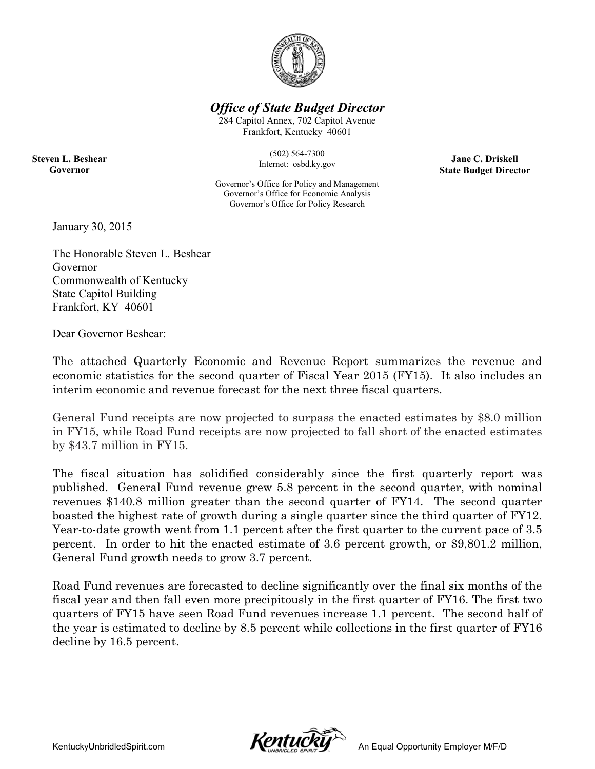# *Office of State Budget Director*

284 Capitol Annex, 702 Capitol Avenue
Frankfort, Kentucky 40601

(502) 564-7300
Internet: osbd.ky.gov

**Steven L. Beshear**
**Governor**

**Jane C. Driskell**
**State Budget Director**

Governor's Office for Policy and Management
Governor's Office for Economic Analysis
Governor's Office for Policy Research

January 30, 2015

The Honorable Steven L. Beshear
Governor
Commonwealth of Kentucky
State Capitol Building
Frankfort, KY 40601

Dear Governor Beshear:

The attached Quarterly Economic and Revenue Report summarizes the revenue and economic statistics for the second quarter of Fiscal Year 2015 (FY15). It also includes an interim economic and revenue forecast for the next three fiscal quarters.

General Fund receipts are now projected to surpass the enacted estimates by $8.0 million in FY15, while Road Fund receipts are now projected to fall short of the enacted estimates by $43.7 million in FY15.

The fiscal situation has solidified considerably since the first quarterly report was published. General Fund revenue grew 5.8 percent in the second quarter, with nominal revenues $140.8 million greater than the second quarter of FY14. The second quarter boasted the highest rate of growth during a single quarter since the third quarter of FY12. Year-to-date growth went from 1.1 percent after the first quarter to the current pace of 3.5 percent. In order to hit the enacted estimate of 3.6 percent growth, or $9,801.2 million, General Fund growth needs to grow 3.7 percent.

Road Fund revenues are forecasted to decline significantly over the final six months of the fiscal year and then fall even more precipitously in the first quarter of FY16. The first two quarters of FY15 have seen Road Fund revenues increase 1.1 percent. The second half of the year is estimated to decline by 8.5 percent while collections in the first quarter of FY16 decline by 16.5 percent.

KentuckyUnbridledSpirit.com

An Equal Opportunity Employer M/F/D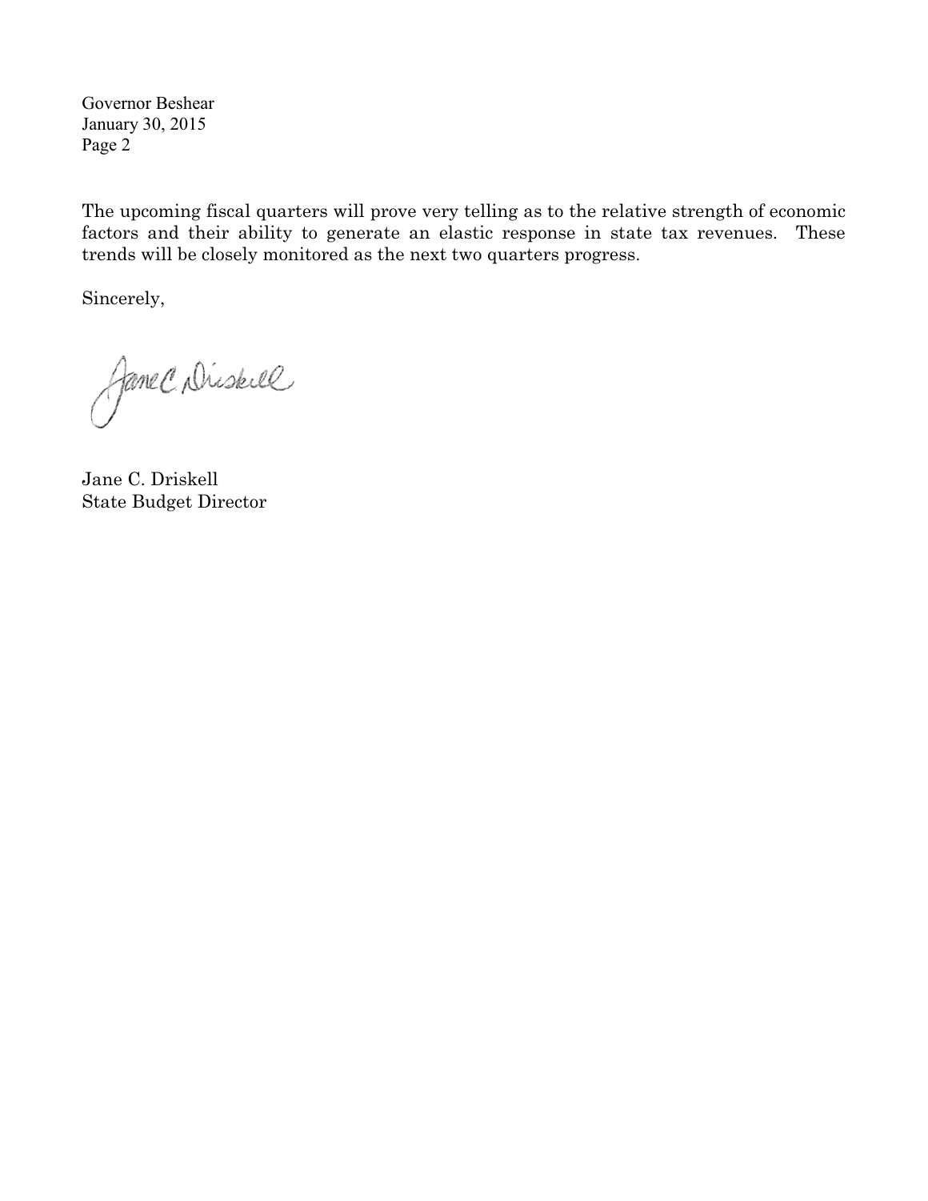The upcoming fiscal quarters will prove very telling as to the relative strength of economic factors and their ability to generate an elastic response in state tax revenues. These trends will be closely monitored as the next two quarters progress.

Sincerely,

Jane C. Driskell
State Budget Director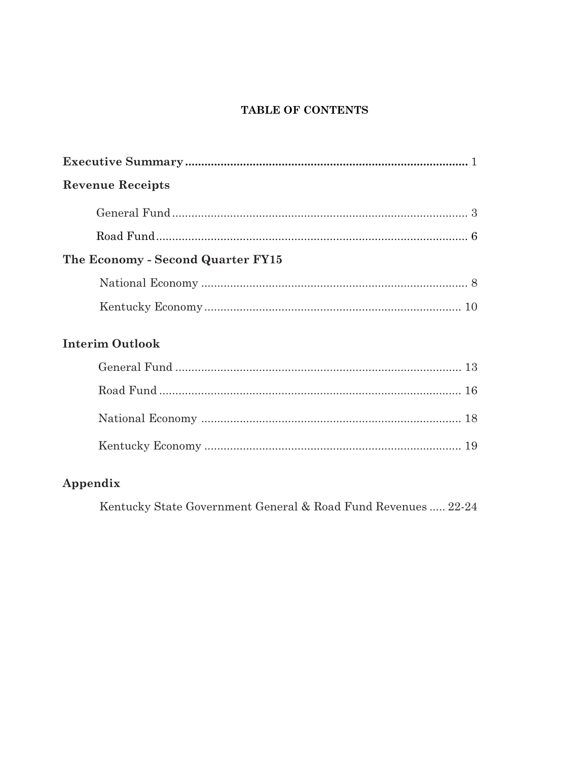# TABLE OF CONTENTS

**Executive Summary** ........................................................................................ 1

**Revenue Receipts**

- General Fund ........................................................................................ 3
- Road Fund ........................................................................................ 6

**The Economy - Second Quarter FY15**

- National Economy ........................................................................................ 8
- Kentucky Economy ........................................................................................ 10

**Interim Outlook**

- General Fund ........................................................................................ 13
- Road Fund ........................................................................................ 16
- National Economy ........................................................................................ 18
- Kentucky Economy ........................................................................................ 19

**Appendix**

- Kentucky State Government General & Road Fund Revenues ..... 22-24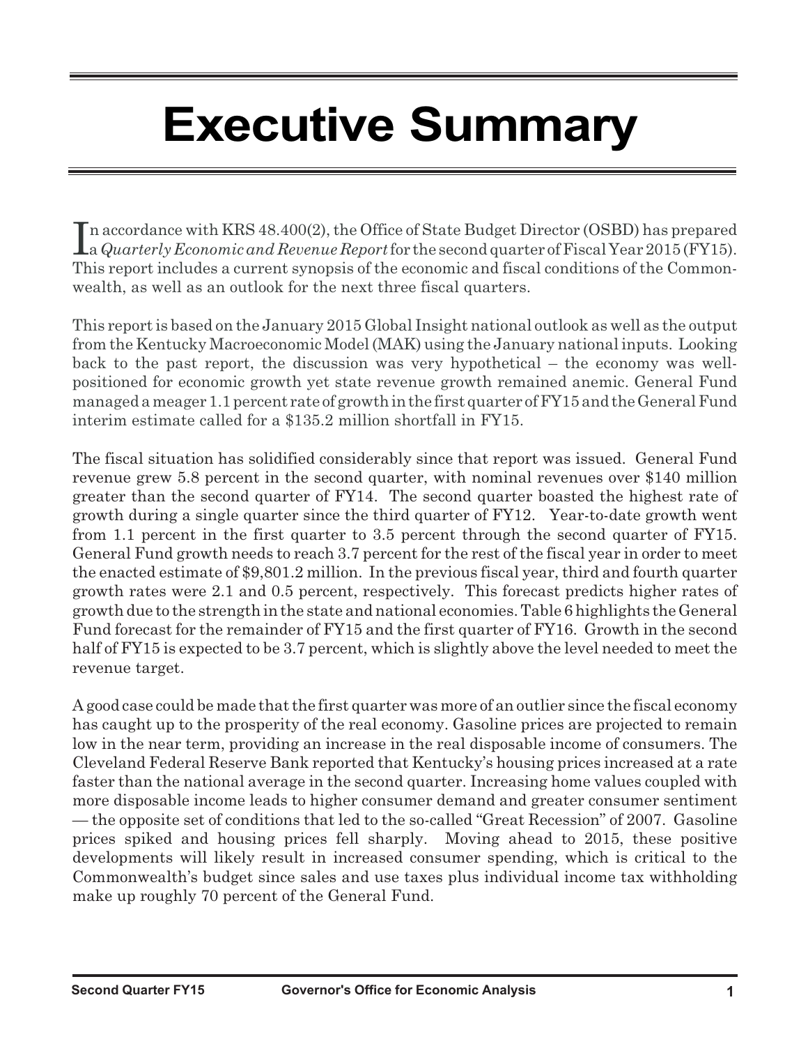# Executive Summary

In accordance with KRS 48.400(2), the Office of State Budget Director (OSBD) has prepared a *Quarterly Economic and Revenue Report* for the second quarter of Fiscal Year 2015 (FY15). This report includes a current synopsis of the economic and fiscal conditions of the Commonwealth, as well as an outlook for the next three fiscal quarters.

This report is based on the January 2015 Global Insight national outlook as well as the output from the Kentucky Macroeconomic Model (MAK) using the January national inputs. Looking back to the past report, the discussion was very hypothetical – the economy was well-positioned for economic growth yet state revenue growth remained anemic. General Fund managed a meager 1.1 percent rate of growth in the first quarter of FY15 and the General Fund interim estimate called for a $135.2 million shortfall in FY15.

The fiscal situation has solidified considerably since that report was issued. General Fund revenue grew 5.8 percent in the second quarter, with nominal revenues over $140 million greater than the second quarter of FY14. The second quarter boasted the highest rate of growth during a single quarter since the third quarter of FY12. Year-to-date growth went from 1.1 percent in the first quarter to 3.5 percent through the second quarter of FY15. General Fund growth needs to reach 3.7 percent for the rest of the fiscal year in order to meet the enacted estimate of $9,801.2 million. In the previous fiscal year, third and fourth quarter growth rates were 2.1 and 0.5 percent, respectively. This forecast predicts higher rates of growth due to the strength in the state and national economies. Table 6 highlights the General Fund forecast for the remainder of FY15 and the first quarter of FY16. Growth in the second half of FY15 is expected to be 3.7 percent, which is slightly above the level needed to meet the revenue target.

A good case could be made that the first quarter was more of an outlier since the fiscal economy has caught up to the prosperity of the real economy. Gasoline prices are projected to remain low in the near term, providing an increase in the real disposable income of consumers. The Cleveland Federal Reserve Bank reported that Kentucky's housing prices increased at a rate faster than the national average in the second quarter. Increasing home values coupled with more disposable income leads to higher consumer demand and greater consumer sentiment — the opposite set of conditions that led to the so-called "Great Recession" of 2007. Gasoline prices spiked and housing prices fell sharply. Moving ahead to 2015, these positive developments will likely result in increased consumer spending, which is critical to the Commonwealth's budget since sales and use taxes plus individual income tax withholding make up roughly 70 percent of the General Fund.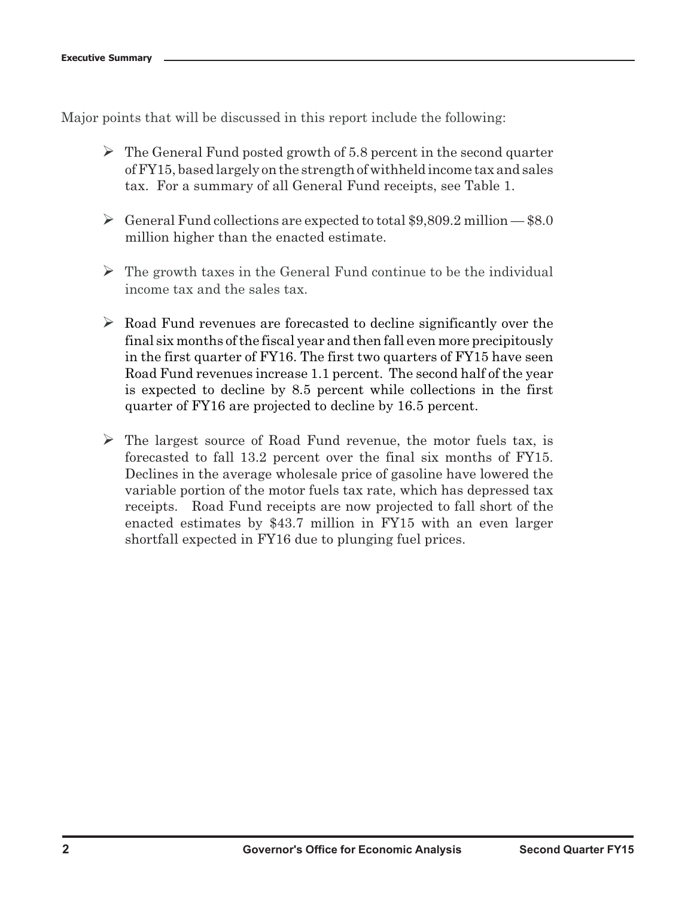Major points that will be discussed in this report include the following:

- The General Fund posted growth of 5.8 percent in the second quarter of FY15, based largely on the strength of withheld income tax and sales tax. For a summary of all General Fund receipts, see Table 1.

- General Fund collections are expected to total $9,809.2 million — $8.0 million higher than the enacted estimate.

- The growth taxes in the General Fund continue to be the individual income tax and the sales tax.

- Road Fund revenues are forecasted to decline significantly over the final six months of the fiscal year and then fall even more precipitously in the first quarter of FY16. The first two quarters of FY15 have seen Road Fund revenues increase 1.1 percent. The second half of the year is expected to decline by 8.5 percent while collections in the first quarter of FY16 are projected to decline by 16.5 percent.

- The largest source of Road Fund revenue, the motor fuels tax, is forecasted to fall 13.2 percent over the final six months of FY15. Declines in the average wholesale price of gasoline have lowered the variable portion of the motor fuels tax rate, which has depressed tax receipts. Road Fund receipts are now projected to fall short of the enacted estimates by $43.7 million in FY15 with an even larger shortfall expected in FY16 due to plunging fuel prices.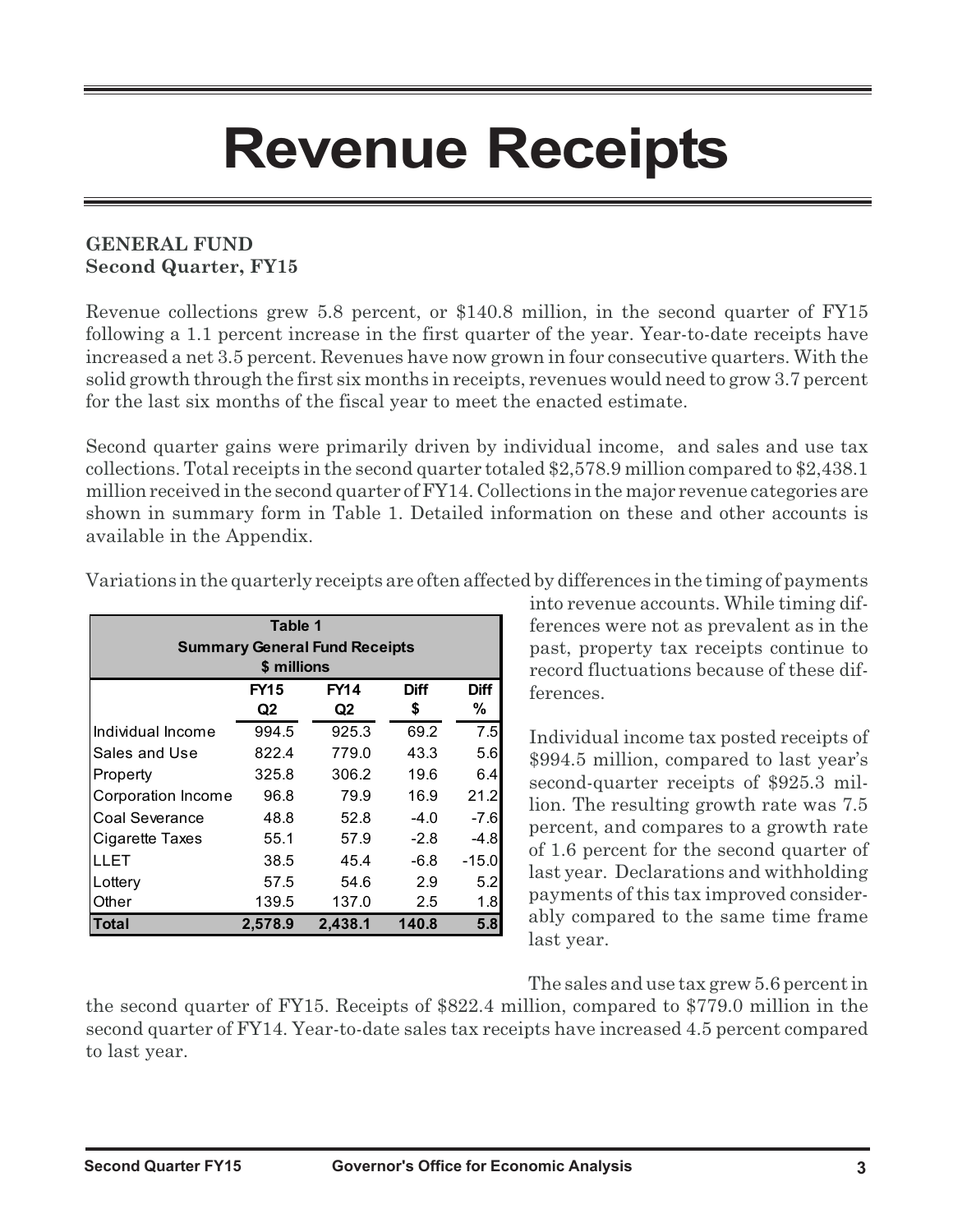# Revenue Receipts

**GENERAL FUND**
**Second Quarter, FY15**

Revenue collections grew 5.8 percent, or $140.8 million, in the second quarter of FY15 following a 1.1 percent increase in the first quarter of the year. Year-to-date receipts have increased a net 3.5 percent. Revenues have now grown in four consecutive quarters. With the solid growth through the first six months in receipts, revenues would need to grow 3.7 percent for the last six months of the fiscal year to meet the enacted estimate.

Second quarter gains were primarily driven by individual income, and sales and use tax collections. Total receipts in the second quarter totaled $2,578.9 million compared to $2,438.1 million received in the second quarter of FY14. Collections in the major revenue categories are shown in summary form in Table 1. Detailed information on these and other accounts is available in the Appendix.

Variations in the quarterly receipts are often affected by differences in the timing of payments into revenue accounts. While timing differences were not as prevalent as in the past, property tax receipts continue to record fluctuations because of these differences.

**Table 1**
**Summary General Fund Receipts**
**$ millions**

| | FY15 Q2 | FY14 Q2 | Diff $ | Diff % |
|---|---|---|---|---|
| Individual Income | 994.5 | 925.3 | 69.2 | 7.5 |
| Sales and Use | 822.4 | 779.0 | 43.3 | 5.6 |
| Property | 325.8 | 306.2 | 19.6 | 6.4 |
| Corporation Income | 96.8 | 79.9 | 16.9 | 21.2 |
| Coal Severance | 48.8 | 52.8 | -4.0 | -7.6 |
| Cigarette Taxes | 55.1 | 57.9 | -2.8 | -4.8 |
| LLET | 38.5 | 45.4 | -6.8 | -15.0 |
| Lottery | 57.5 | 54.6 | 2.9 | 5.2 |
| Other | 139.5 | 137.0 | 2.5 | 1.8 |
| **Total** | **2,578.9** | **2,438.1** | **140.8** | **5.8** |

Individual income tax posted receipts of $994.5 million, compared to last year's second-quarter receipts of $925.3 million. The resulting growth rate was 7.5 percent, and compares to a growth rate of 1.6 percent for the second quarter of last year. Declarations and withholding payments of this tax improved considerably compared to the same time frame last year.

The sales and use tax grew 5.6 percent in the second quarter of FY15. Receipts of $822.4 million, compared to $779.0 million in the second quarter of FY14. Year-to-date sales tax receipts have increased 4.5 percent compared to last year.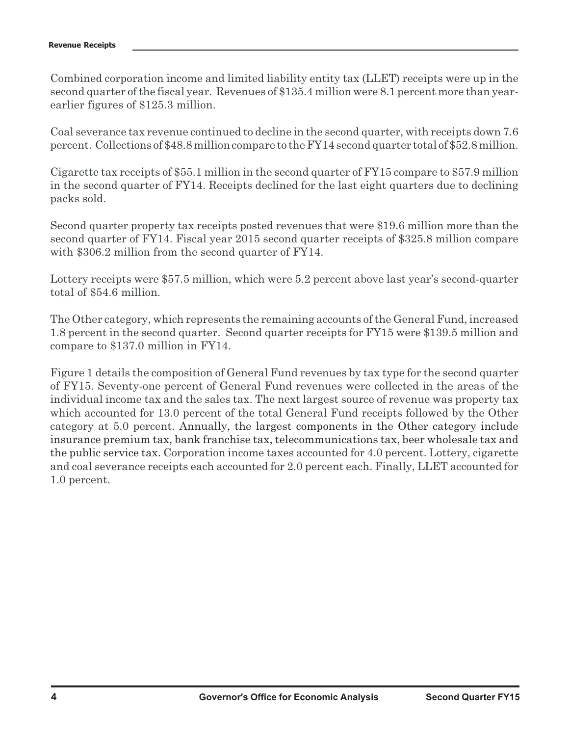Combined corporation income and limited liability entity tax (LLET) receipts were up in the second quarter of the fiscal year. Revenues of $135.4 million were 8.1 percent more than year-earlier figures of $125.3 million.

Coal severance tax revenue continued to decline in the second quarter, with receipts down 7.6 percent. Collections of $48.8 million compare to the FY14 second quarter total of $52.8 million.

Cigarette tax receipts of $55.1 million in the second quarter of FY15 compare to $57.9 million in the second quarter of FY14. Receipts declined for the last eight quarters due to declining packs sold.

Second quarter property tax receipts posted revenues that were $19.6 million more than the second quarter of FY14. Fiscal year 2015 second quarter receipts of $325.8 million compare with $306.2 million from the second quarter of FY14.

Lottery receipts were $57.5 million, which were 5.2 percent above last year's second-quarter total of $54.6 million.

The Other category, which represents the remaining accounts of the General Fund, increased 1.8 percent in the second quarter. Second quarter receipts for FY15 were $139.5 million and compare to $137.0 million in FY14.

Figure 1 details the composition of General Fund revenues by tax type for the second quarter of FY15. Seventy-one percent of General Fund revenues were collected in the areas of the individual income tax and the sales tax. The next largest source of revenue was property tax which accounted for 13.0 percent of the total General Fund receipts followed by the Other category at 5.0 percent. Annually, the largest components in the Other category include insurance premium tax, bank franchise tax, telecommunications tax, beer wholesale tax and the public service tax. Corporation income taxes accounted for 4.0 percent. Lottery, cigarette and coal severance receipts each accounted for 2.0 percent each. Finally, LLET accounted for 1.0 percent.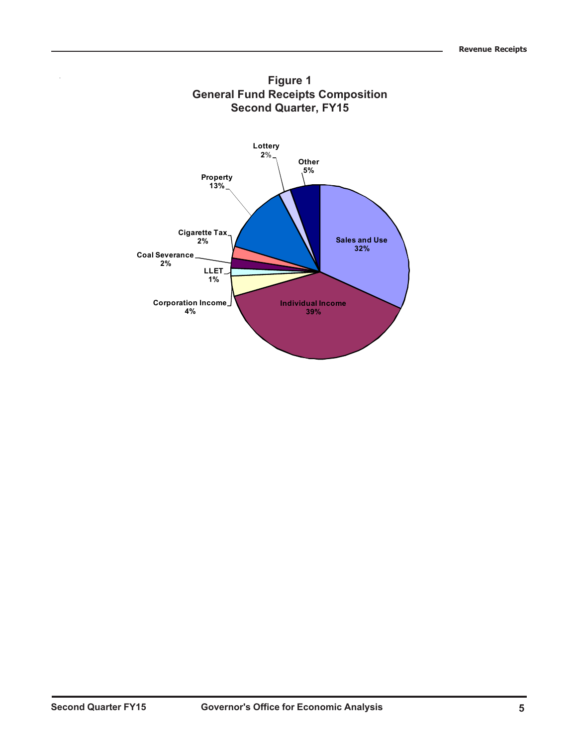**Figure 1**
**General Fund Receipts Composition**
**Second Quarter, FY15**

Sales and Use 32%
Individual Income 39%
Corporation Income 4%
LLET 1%
Coal Severance 2%
Cigarette Tax 2%
Property 13%
Lottery 2%
Other 5%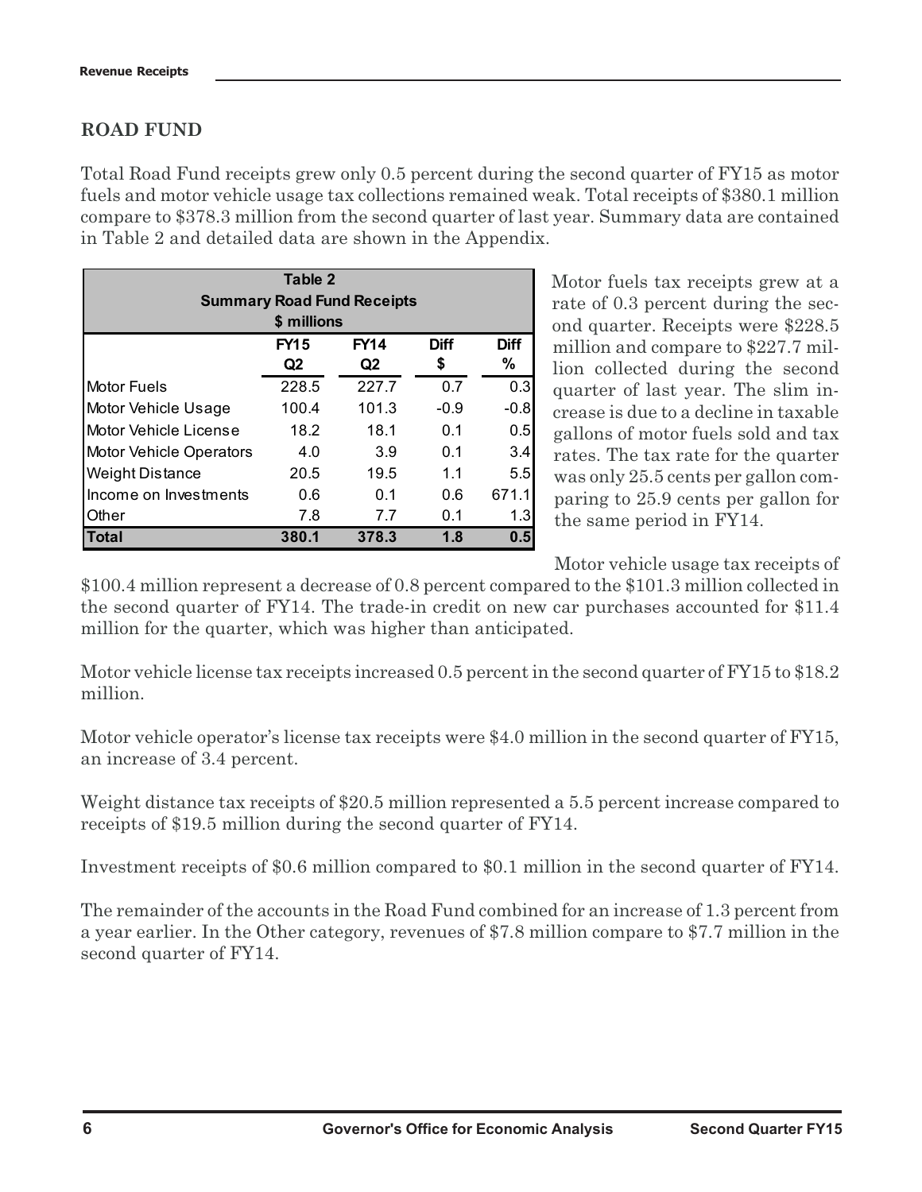## ROAD FUND

Total Road Fund receipts grew only 0.5 percent during the second quarter of FY15 as motor fuels and motor vehicle usage tax collections remained weak. Total receipts of $380.1 million compare to $378.3 million from the second quarter of last year. Summary data are contained in Table 2 and detailed data are shown in the Appendix.

**Table 2**
**Summary Road Fund Receipts**
**$ millions**

| | FY15 Q2 | FY14 Q2 | Diff $ | Diff % |
|---|---|---|---|---|
| Motor Fuels | 228.5 | 227.7 | 0.7 | 0.3 |
| Motor Vehicle Usage | 100.4 | 101.3 | -0.9 | -0.8 |
| Motor Vehicle License | 18.2 | 18.1 | 0.1 | 0.5 |
| Motor Vehicle Operators | 4.0 | 3.9 | 0.1 | 3.4 |
| Weight Distance | 20.5 | 19.5 | 1.1 | 5.5 |
| Income on Investments | 0.6 | 0.1 | 0.6 | 671.1 |
| Other | 7.8 | 7.7 | 0.1 | 1.3 |
| **Total** | **380.1** | **378.3** | **1.8** | **0.5** |

Motor fuels tax receipts grew at a rate of 0.3 percent during the second quarter. Receipts were $228.5 million and compare to $227.7 million collected during the second quarter of last year. The slim increase is due to a decline in taxable gallons of motor fuels sold and tax rates. The tax rate for the quarter was only 25.5 cents per gallon comparing to 25.9 cents per gallon for the same period in FY14.

Motor vehicle usage tax receipts of $100.4 million represent a decrease of 0.8 percent compared to the $101.3 million collected in the second quarter of FY14. The trade-in credit on new car purchases accounted for $11.4 million for the quarter, which was higher than anticipated.

Motor vehicle license tax receipts increased 0.5 percent in the second quarter of FY15 to $18.2 million.

Motor vehicle operator's license tax receipts were $4.0 million in the second quarter of FY15, an increase of 3.4 percent.

Weight distance tax receipts of $20.5 million represented a 5.5 percent increase compared to receipts of $19.5 million during the second quarter of FY14.

Investment receipts of $0.6 million compared to $0.1 million in the second quarter of FY14.

The remainder of the accounts in the Road Fund combined for an increase of 1.3 percent from a year earlier. In the Other category, revenues of $7.8 million compare to $7.7 million in the second quarter of FY14.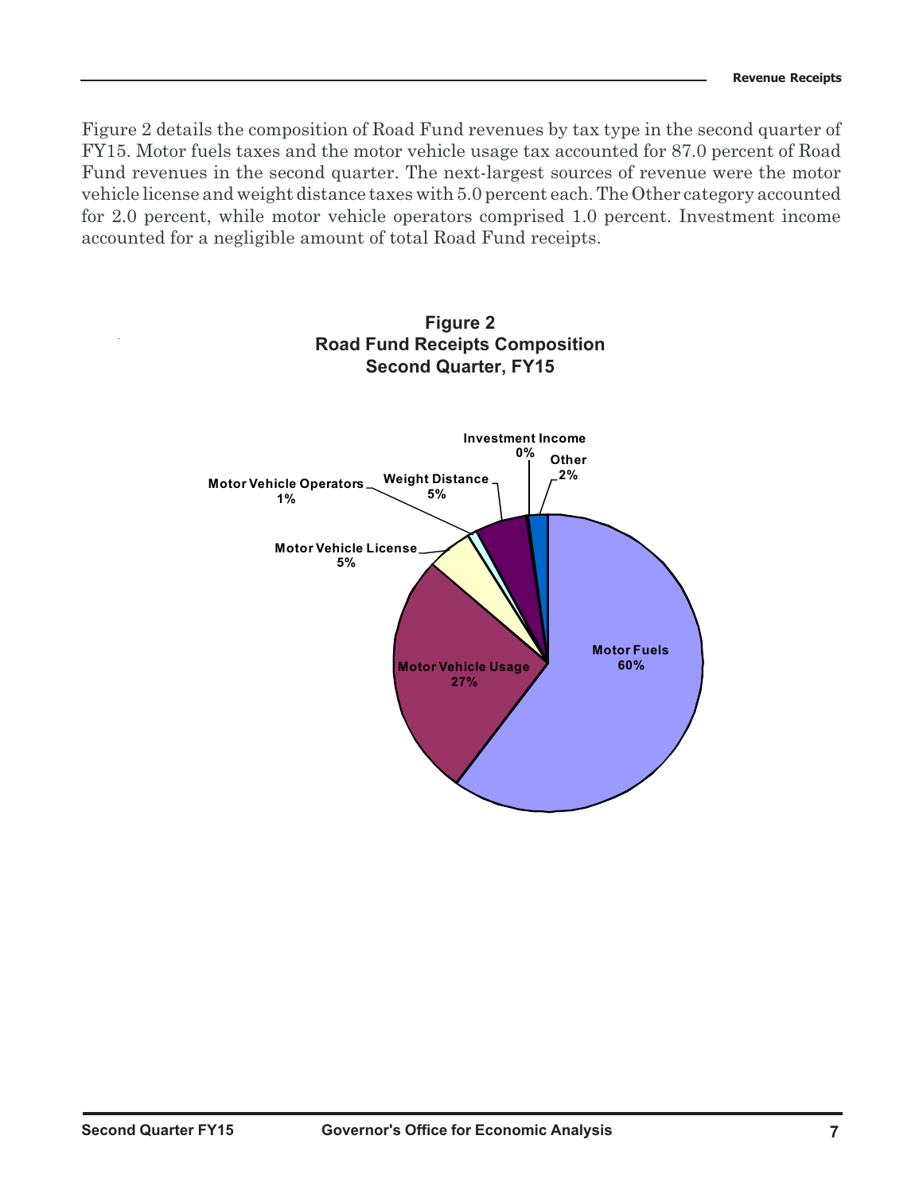Figure 2 details the composition of Road Fund revenues by tax type in the second quarter of FY15. Motor fuels taxes and the motor vehicle usage tax accounted for 87.0 percent of Road Fund revenues in the second quarter. The next-largest sources of revenue were the motor vehicle license and weight distance taxes with 5.0 percent each. The Other category accounted for 2.0 percent, while motor vehicle operators comprised 1.0 percent. Investment income accounted for a negligible amount of total Road Fund receipts.

**Figure 2**
**Road Fund Receipts Composition**
**Second Quarter, FY15**

| Category | Share |
|---|---|
| Motor Fuels | 60% |
| Motor Vehicle Usage | 27% |
| Motor Vehicle License | 5% |
| Motor Vehicle Operators | 1% |
| Weight Distance | 5% |
| Investment Income | 0% |
| Other | 2% |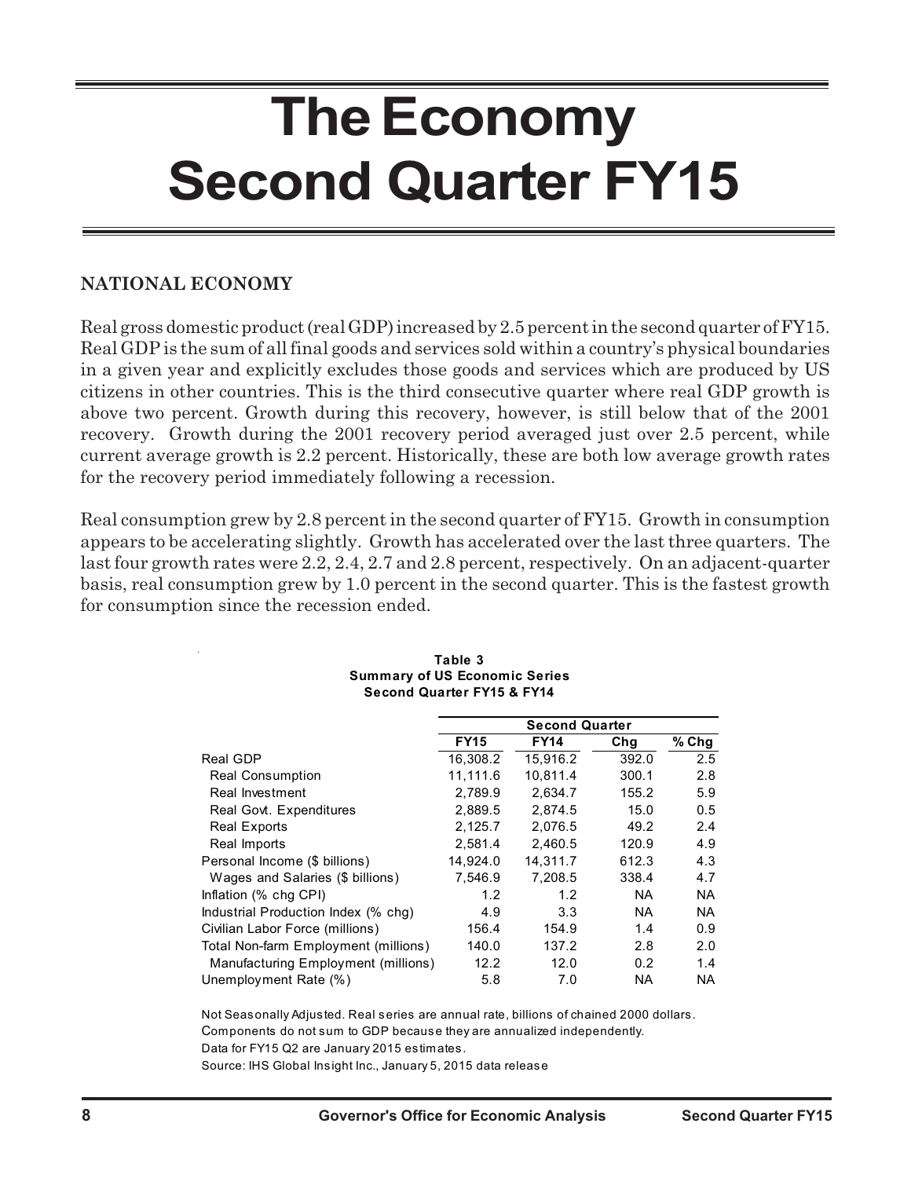# The Economy Second Quarter FY15

## NATIONAL ECONOMY

Real gross domestic product (real GDP) increased by 2.5 percent in the second quarter of FY15. Real GDP is the sum of all final goods and services sold within a country's physical boundaries in a given year and explicitly excludes those goods and services which are produced by US citizens in other countries. This is the third consecutive quarter where real GDP growth is above two percent. Growth during this recovery, however, is still below that of the 2001 recovery. Growth during the 2001 recovery period averaged just over 2.5 percent, while current average growth is 2.2 percent. Historically, these are both low average growth rates for the recovery period immediately following a recession.

Real consumption grew by 2.8 percent in the second quarter of FY15. Growth in consumption appears to be accelerating slightly. Growth has accelerated over the last three quarters. The last four growth rates were 2.2, 2.4, 2.7 and 2.8 percent, respectively. On an adjacent-quarter basis, real consumption grew by 1.0 percent in the second quarter. This is the fastest growth for consumption since the recession ended.

**Table 3**
**Summary of US Economic Series**
**Second Quarter FY15 & FY14**

| | Second Quarter | | | |
|---|---|---|---|---|
| | FY15 | FY14 | Chg | % Chg |
| Real GDP | 16,308.2 | 15,916.2 | 392.0 | 2.5 |
| Real Consumption | 11,111.6 | 10,811.4 | 300.1 | 2.8 |
| Real Investment | 2,789.9 | 2,634.7 | 155.2 | 5.9 |
| Real Govt. Expenditures | 2,889.5 | 2,874.5 | 15.0 | 0.5 |
| Real Exports | 2,125.7 | 2,076.5 | 49.2 | 2.4 |
| Real Imports | 2,581.4 | 2,460.5 | 120.9 | 4.9 |
| Personal Income ($ billions) | 14,924.0 | 14,311.7 | 612.3 | 4.3 |
| Wages and Salaries ($ billions) | 7,546.9 | 7,208.5 | 338.4 | 4.7 |
| Inflation (% chg CPI) | 1.2 | 1.2 | NA | NA |
| Industrial Production Index (% chg) | 4.9 | 3.3 | NA | NA |
| Civilian Labor Force (millions) | 156.4 | 154.9 | 1.4 | 0.9 |
| Total Non-farm Employment (millions) | 140.0 | 137.2 | 2.8 | 2.0 |
| Manufacturing Employment (millions) | 12.2 | 12.0 | 0.2 | 1.4 |
| Unemployment Rate (%) | 5.8 | 7.0 | NA | NA |

Not Seasonally Adjusted. Real series are annual rate, billions of chained 2000 dollars.
Components do not sum to GDP because they are annualized independently.
Data for FY15 Q2 are January 2015 estimates.
Source: IHS Global Insight Inc., January 5, 2015 data release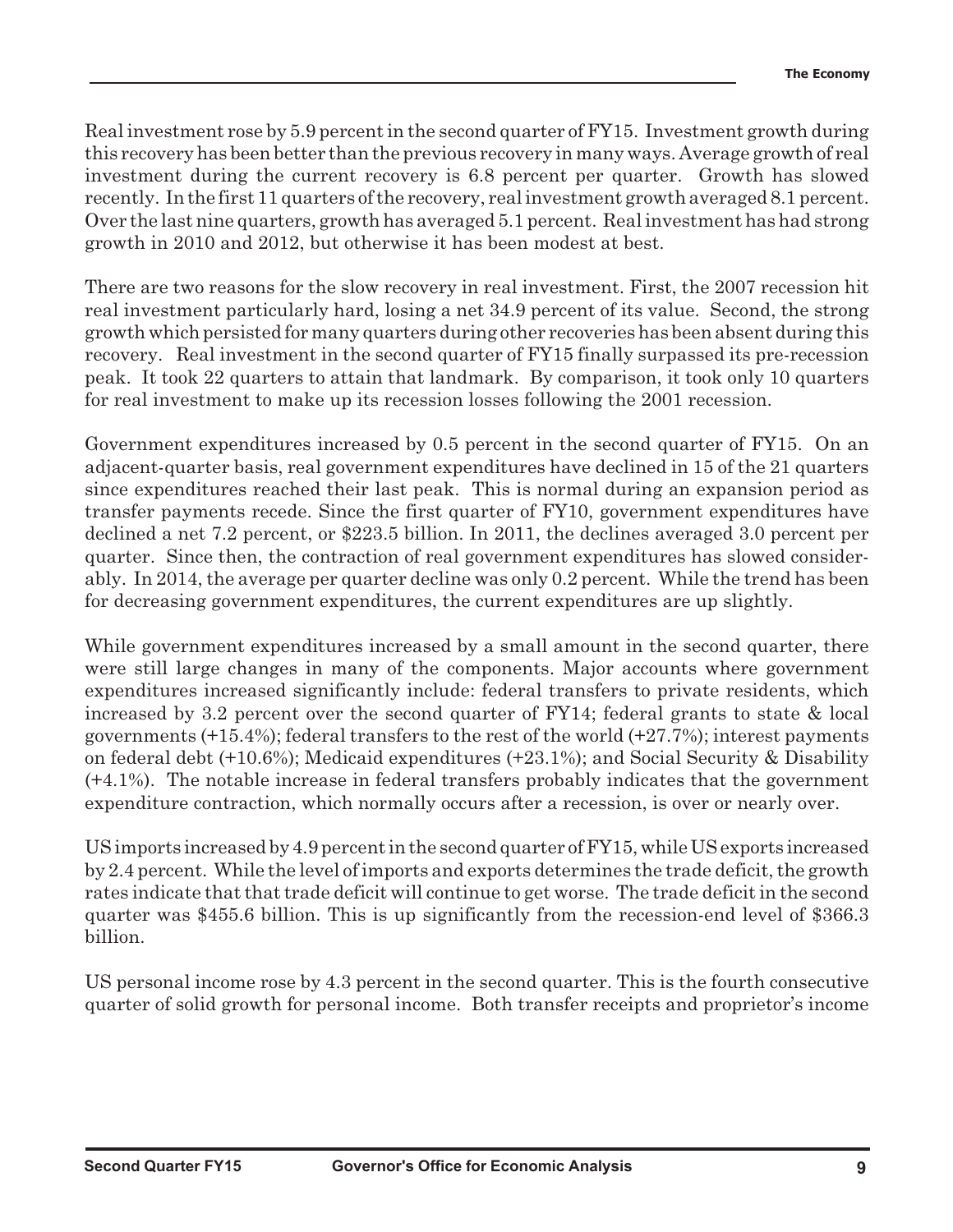Real investment rose by 5.9 percent in the second quarter of FY15. Investment growth during this recovery has been better than the previous recovery in many ways. Average growth of real investment during the current recovery is 6.8 percent per quarter. Growth has slowed recently. In the first 11 quarters of the recovery, real investment growth averaged 8.1 percent. Over the last nine quarters, growth has averaged 5.1 percent. Real investment has had strong growth in 2010 and 2012, but otherwise it has been modest at best.

There are two reasons for the slow recovery in real investment. First, the 2007 recession hit real investment particularly hard, losing a net 34.9 percent of its value. Second, the strong growth which persisted for many quarters during other recoveries has been absent during this recovery. Real investment in the second quarter of FY15 finally surpassed its pre-recession peak. It took 22 quarters to attain that landmark. By comparison, it took only 10 quarters for real investment to make up its recession losses following the 2001 recession.

Government expenditures increased by 0.5 percent in the second quarter of FY15. On an adjacent-quarter basis, real government expenditures have declined in 15 of the 21 quarters since expenditures reached their last peak. This is normal during an expansion period as transfer payments recede. Since the first quarter of FY10, government expenditures have declined a net 7.2 percent, or $223.5 billion. In 2011, the declines averaged 3.0 percent per quarter. Since then, the contraction of real government expenditures has slowed considerably. In 2014, the average per quarter decline was only 0.2 percent. While the trend has been for decreasing government expenditures, the current expenditures are up slightly.

While government expenditures increased by a small amount in the second quarter, there were still large changes in many of the components. Major accounts where government expenditures increased significantly include: federal transfers to private residents, which increased by 3.2 percent over the second quarter of FY14; federal grants to state & local governments (+15.4%); federal transfers to the rest of the world (+27.7%); interest payments on federal debt (+10.6%); Medicaid expenditures (+23.1%); and Social Security & Disability (+4.1%). The notable increase in federal transfers probably indicates that the government expenditure contraction, which normally occurs after a recession, is over or nearly over.

US imports increased by 4.9 percent in the second quarter of FY15, while US exports increased by 2.4 percent. While the level of imports and exports determines the trade deficit, the growth rates indicate that that trade deficit will continue to get worse. The trade deficit in the second quarter was $455.6 billion. This is up significantly from the recession-end level of $366.3 billion.

US personal income rose by 4.3 percent in the second quarter. This is the fourth consecutive quarter of solid growth for personal income. Both transfer receipts and proprietor's income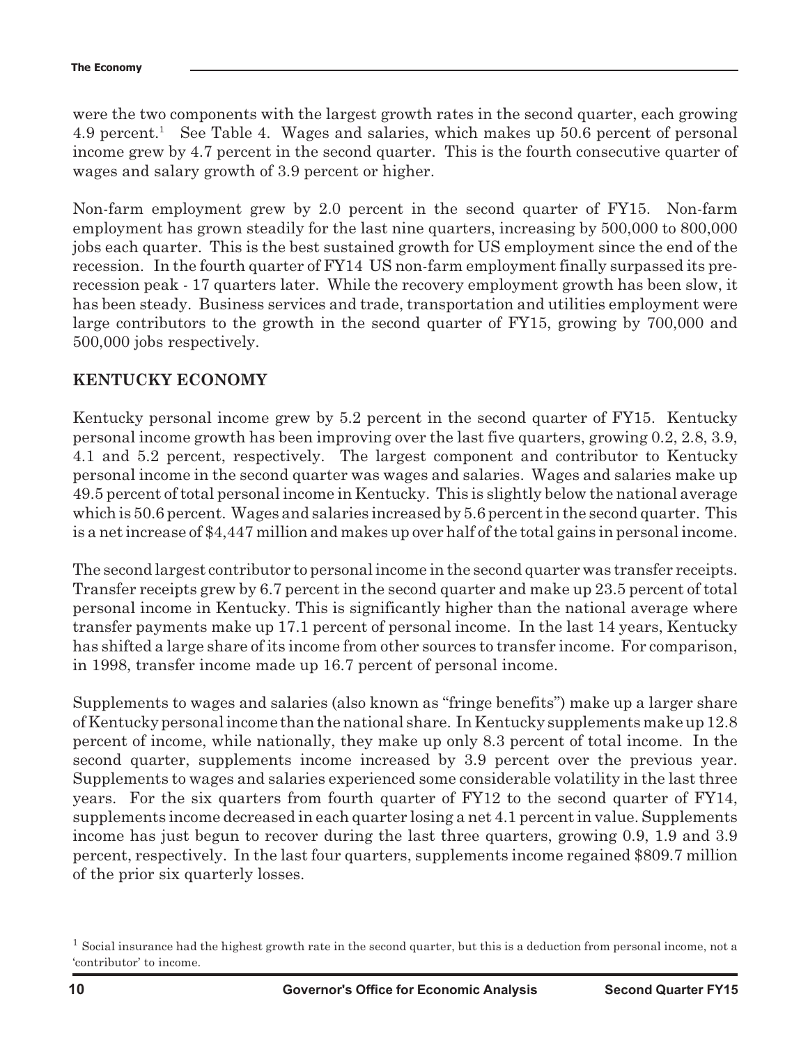were the two components with the largest growth rates in the second quarter, each growing 4.9 percent.[1] See Table 4. Wages and salaries, which makes up 50.6 percent of personal income grew by 4.7 percent in the second quarter. This is the fourth consecutive quarter of wages and salary growth of 3.9 percent or higher.

Non-farm employment grew by 2.0 percent in the second quarter of FY15. Non-farm employment has grown steadily for the last nine quarters, increasing by 500,000 to 800,000 jobs each quarter. This is the best sustained growth for US employment since the end of the recession. In the fourth quarter of FY14 US non-farm employment finally surpassed its pre-recession peak - 17 quarters later. While the recovery employment growth has been slow, it has been steady. Business services and trade, transportation and utilities employment were large contributors to the growth in the second quarter of FY15, growing by 700,000 and 500,000 jobs respectively.

## KENTUCKY ECONOMY

Kentucky personal income grew by 5.2 percent in the second quarter of FY15. Kentucky personal income growth has been improving over the last five quarters, growing 0.2, 2.8, 3.9, 4.1 and 5.2 percent, respectively. The largest component and contributor to Kentucky personal income in the second quarter was wages and salaries. Wages and salaries make up 49.5 percent of total personal income in Kentucky. This is slightly below the national average which is 50.6 percent. Wages and salaries increased by 5.6 percent in the second quarter. This is a net increase of $4,447 million and makes up over half of the total gains in personal income.

The second largest contributor to personal income in the second quarter was transfer receipts. Transfer receipts grew by 6.7 percent in the second quarter and make up 23.5 percent of total personal income in Kentucky. This is significantly higher than the national average where transfer payments make up 17.1 percent of personal income. In the last 14 years, Kentucky has shifted a large share of its income from other sources to transfer income. For comparison, in 1998, transfer income made up 16.7 percent of personal income.

Supplements to wages and salaries (also known as "fringe benefits") make up a larger share of Kentucky personal income than the national share. In Kentucky supplements make up 12.8 percent of income, while nationally, they make up only 8.3 percent of total income. In the second quarter, supplements income increased by 3.9 percent over the previous year. Supplements to wages and salaries experienced some considerable volatility in the last three years. For the six quarters from fourth quarter of FY12 to the second quarter of FY14, supplements income decreased in each quarter losing a net 4.1 percent in value. Supplements income has just begun to recover during the last three quarters, growing 0.9, 1.9 and 3.9 percent, respectively. In the last four quarters, supplements income regained $809.7 million of the prior six quarterly losses.

[1] Social insurance had the highest growth rate in the second quarter, but this is a deduction from personal income, not a 'contributor' to income.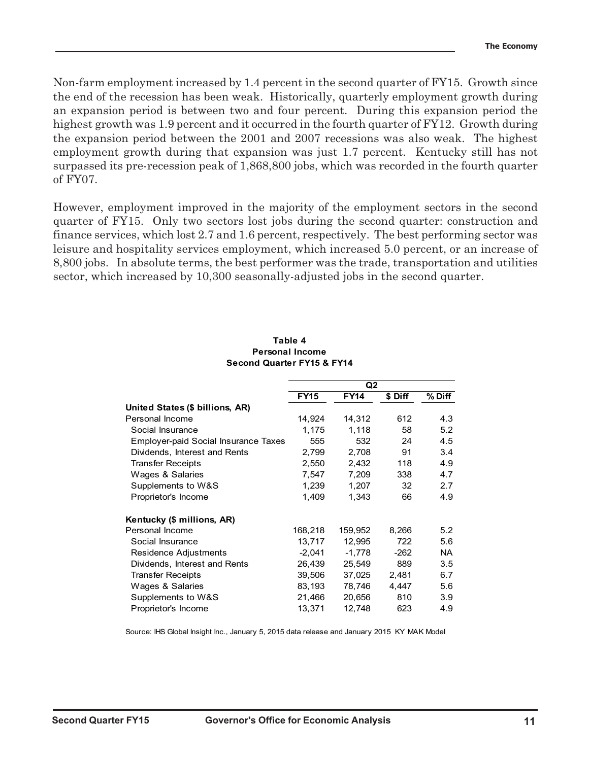Non-farm employment increased by 1.4 percent in the second quarter of FY15. Growth since the end of the recession has been weak. Historically, quarterly employment growth during an expansion period is between two and four percent. During this expansion period the highest growth was 1.9 percent and it occurred in the fourth quarter of FY12. Growth during the expansion period between the 2001 and 2007 recessions was also weak. The highest employment growth during that expansion was just 1.7 percent. Kentucky still has not surpassed its pre-recession peak of 1,868,800 jobs, which was recorded in the fourth quarter of FY07.

However, employment improved in the majority of the employment sectors in the second quarter of FY15. Only two sectors lost jobs during the second quarter: construction and finance services, which lost 2.7 and 1.6 percent, respectively. The best performing sector was leisure and hospitality services employment, which increased 5.0 percent, or an increase of 8,800 jobs. In absolute terms, the best performer was the trade, transportation and utilities sector, which increased by 10,300 seasonally-adjusted jobs in the second quarter.

**Table 4**
**Personal Income**
**Second Quarter FY15 & FY14**

| | Q2 | | | |
|---|---|---|---|---|
| | **FY15** | **FY14** | **$ Diff** | **% Diff** |
| **United States ($ billions, AR)** | | | | |
| Personal Income | 14,924 | 14,312 | 612 | 4.3 |
| Social Insurance | 1,175 | 1,118 | 58 | 5.2 |
| Employer-paid Social Insurance Taxes | 555 | 532 | 24 | 4.5 |
| Dividends, Interest and Rents | 2,799 | 2,708 | 91 | 3.4 |
| Transfer Receipts | 2,550 | 2,432 | 118 | 4.9 |
| Wages & Salaries | 7,547 | 7,209 | 338 | 4.7 |
| Supplements to W&S | 1,239 | 1,207 | 32 | 2.7 |
| Proprietor's Income | 1,409 | 1,343 | 66 | 4.9 |
| **Kentucky ($ millions, AR)** | | | | |
| Personal Income | 168,218 | 159,952 | 8,266 | 5.2 |
| Social Insurance | 13,717 | 12,995 | 722 | 5.6 |
| Residence Adjustments | -2,041 | -1,778 | -262 | NA |
| Dividends, Interest and Rents | 26,439 | 25,549 | 889 | 3.5 |
| Transfer Receipts | 39,506 | 37,025 | 2,481 | 6.7 |
| Wages & Salaries | 83,193 | 78,746 | 4,447 | 5.6 |
| Supplements to W&S | 21,466 | 20,656 | 810 | 3.9 |
| Proprietor's Income | 13,371 | 12,748 | 623 | 4.9 |

Source: IHS Global Insight Inc., January 5, 2015 data release and January 2015 KY MAK Model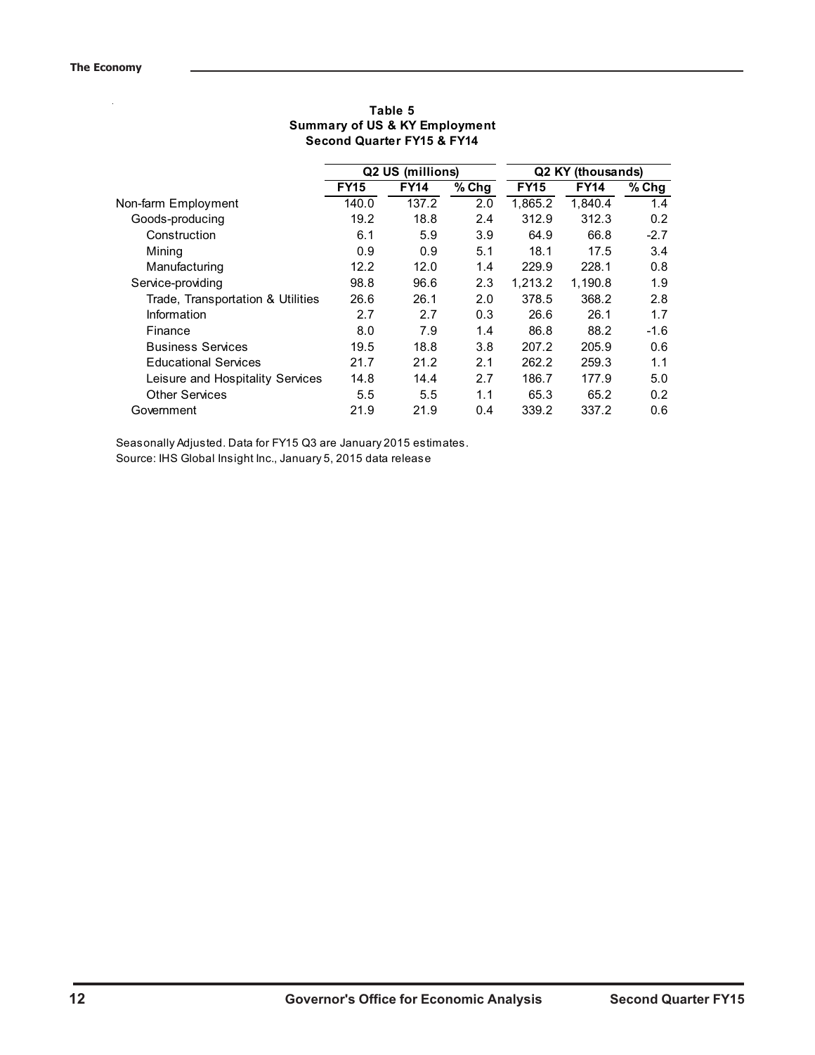**Table 5**
**Summary of US & KY Employment**
**Second Quarter FY15 & FY14**

| | Q2 US (millions) | | | Q2 KY (thousands) | | |
|---|---|---|---|---|---|---|
| | **FY15** | **FY14** | **% Chg** | **FY15** | **FY14** | **% Chg** |
| Non-farm Employment | 140.0 | 137.2 | 2.0 | 1,865.2 | 1,840.4 | 1.4 |
| Goods-producing | 19.2 | 18.8 | 2.4 | 312.9 | 312.3 | 0.2 |
| Construction | 6.1 | 5.9 | 3.9 | 64.9 | 66.8 | -2.7 |
| Mining | 0.9 | 0.9 | 5.1 | 18.1 | 17.5 | 3.4 |
| Manufacturing | 12.2 | 12.0 | 1.4 | 229.9 | 228.1 | 0.8 |
| Service-providing | 98.8 | 96.6 | 2.3 | 1,213.2 | 1,190.8 | 1.9 |
| Trade, Transportation & Utilities | 26.6 | 26.1 | 2.0 | 378.5 | 368.2 | 2.8 |
| Information | 2.7 | 2.7 | 0.3 | 26.6 | 26.1 | 1.7 |
| Finance | 8.0 | 7.9 | 1.4 | 86.8 | 88.2 | -1.6 |
| Business Services | 19.5 | 18.8 | 3.8 | 207.2 | 205.9 | 0.6 |
| Educational Services | 21.7 | 21.2 | 2.1 | 262.2 | 259.3 | 1.1 |
| Leisure and Hospitality Services | 14.8 | 14.4 | 2.7 | 186.7 | 177.9 | 5.0 |
| Other Services | 5.5 | 5.5 | 1.1 | 65.3 | 65.2 | 0.2 |
| Government | 21.9 | 21.9 | 0.4 | 339.2 | 337.2 | 0.6 |

Seasonally Adjusted. Data for FY15 Q3 are January 2015 estimates.
Source: IHS Global Insight Inc., January 5, 2015 data release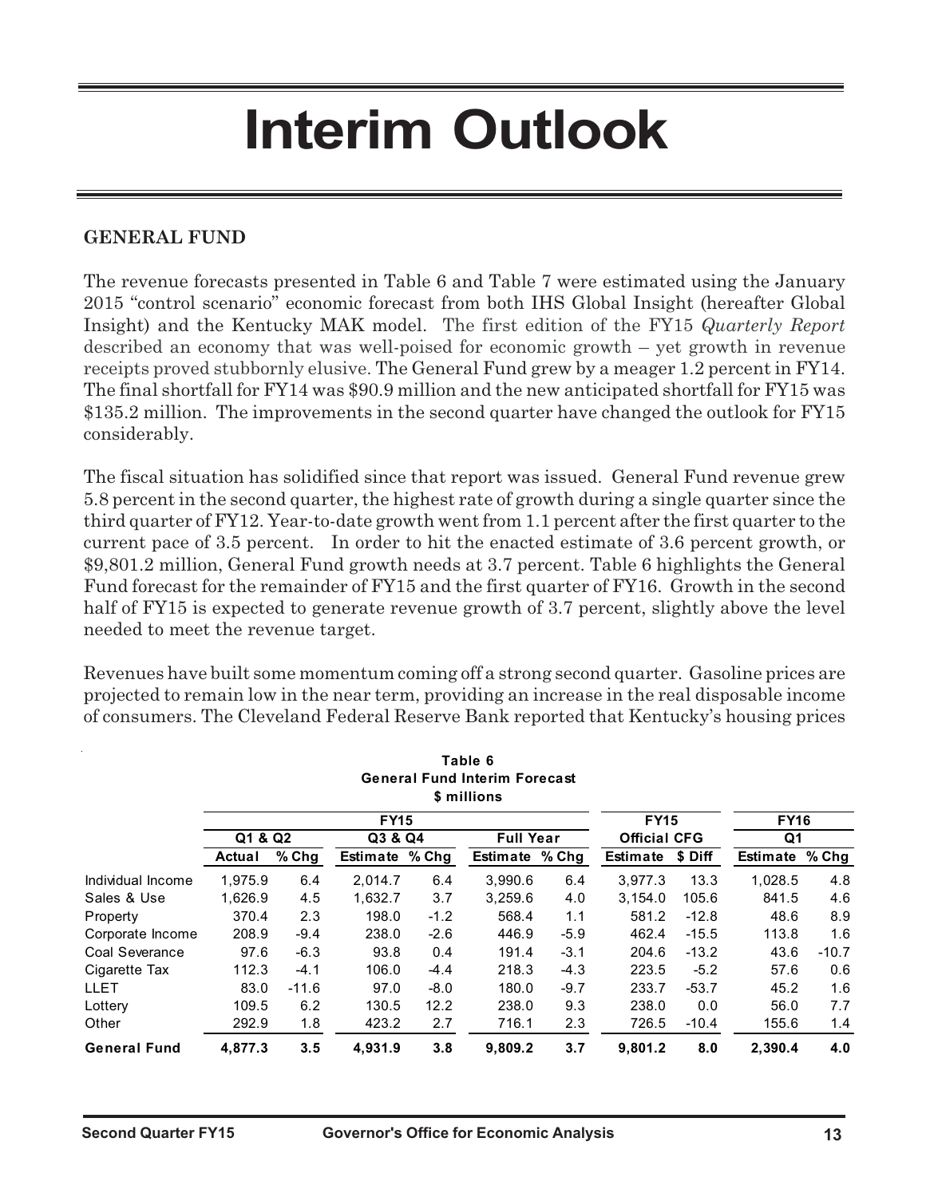# Interim Outlook

## GENERAL FUND

The revenue forecasts presented in Table 6 and Table 7 were estimated using the January 2015 "control scenario" economic forecast from both IHS Global Insight (hereafter Global Insight) and the Kentucky MAK model. The first edition of the FY15 *Quarterly Report* described an economy that was well-poised for economic growth – yet growth in revenue receipts proved stubbornly elusive. The General Fund grew by a meager 1.2 percent in FY14. The final shortfall for FY14 was $90.9 million and the new anticipated shortfall for FY15 was $135.2 million. The improvements in the second quarter have changed the outlook for FY15 considerably.

The fiscal situation has solidified since that report was issued. General Fund revenue grew 5.8 percent in the second quarter, the highest rate of growth during a single quarter since the third quarter of FY12. Year-to-date growth went from 1.1 percent after the first quarter to the current pace of 3.5 percent. In order to hit the enacted estimate of 3.6 percent growth, or $9,801.2 million, General Fund growth needs at 3.7 percent. Table 6 highlights the General Fund forecast for the remainder of FY15 and the first quarter of FY16. Growth in the second half of FY15 is expected to generate revenue growth of 3.7 percent, slightly above the level needed to meet the revenue target.

Revenues have built some momentum coming off a strong second quarter. Gasoline prices are projected to remain low in the near term, providing an increase in the real disposable income of consumers. The Cleveland Federal Reserve Bank reported that Kentucky's housing prices

**Table 6**
**General Fund Interim Forecast**
**$ millions**

| | FY15 | | | | | | FY15 | | FY16 | |
|---|---|---|---|---|---|---|---|---|---|---|
| | Q1 & Q2 | | Q3 & Q4 | | Full Year | | Official CFG | | Q1 | |
| | Actual | % Chg | Estimate | % Chg | Estimate | % Chg | Estimate | $ Diff | Estimate | % Chg |
| Individual Income | 1,975.9 | 6.4 | 2,014.7 | 6.4 | 3,990.6 | 6.4 | 3,977.3 | 13.3 | 1,028.5 | 4.8 |
| Sales & Use | 1,626.9 | 4.5 | 1,632.7 | 3.7 | 3,259.6 | 4.0 | 3,154.0 | 105.6 | 841.5 | 4.6 |
| Property | 370.4 | 2.3 | 198.0 | -1.2 | 568.4 | 1.1 | 581.2 | -12.8 | 48.6 | 8.9 |
| Corporate Income | 208.9 | -9.4 | 238.0 | -2.6 | 446.9 | -5.9 | 462.4 | -15.5 | 113.8 | 1.6 |
| Coal Severance | 97.6 | -6.3 | 93.8 | 0.4 | 191.4 | -3.1 | 204.6 | -13.2 | 43.6 | -10.7 |
| Cigarette Tax | 112.3 | -4.1 | 106.0 | -4.4 | 218.3 | -4.3 | 223.5 | -5.2 | 57.6 | 0.6 |
| LLET | 83.0 | -11.6 | 97.0 | -8.0 | 180.0 | -9.7 | 233.7 | -53.7 | 45.2 | 1.6 |
| Lottery | 109.5 | 6.2 | 130.5 | 12.2 | 238.0 | 9.3 | 238.0 | 0.0 | 56.0 | 7.7 |
| Other | 292.9 | 1.8 | 423.2 | 2.7 | 716.1 | 2.3 | 726.5 | -10.4 | 155.6 | 1.4 |
| **General Fund** | **4,877.3** | **3.5** | **4,931.9** | **3.8** | **9,809.2** | **3.7** | **9,801.2** | **8.0** | **2,390.4** | **4.0** |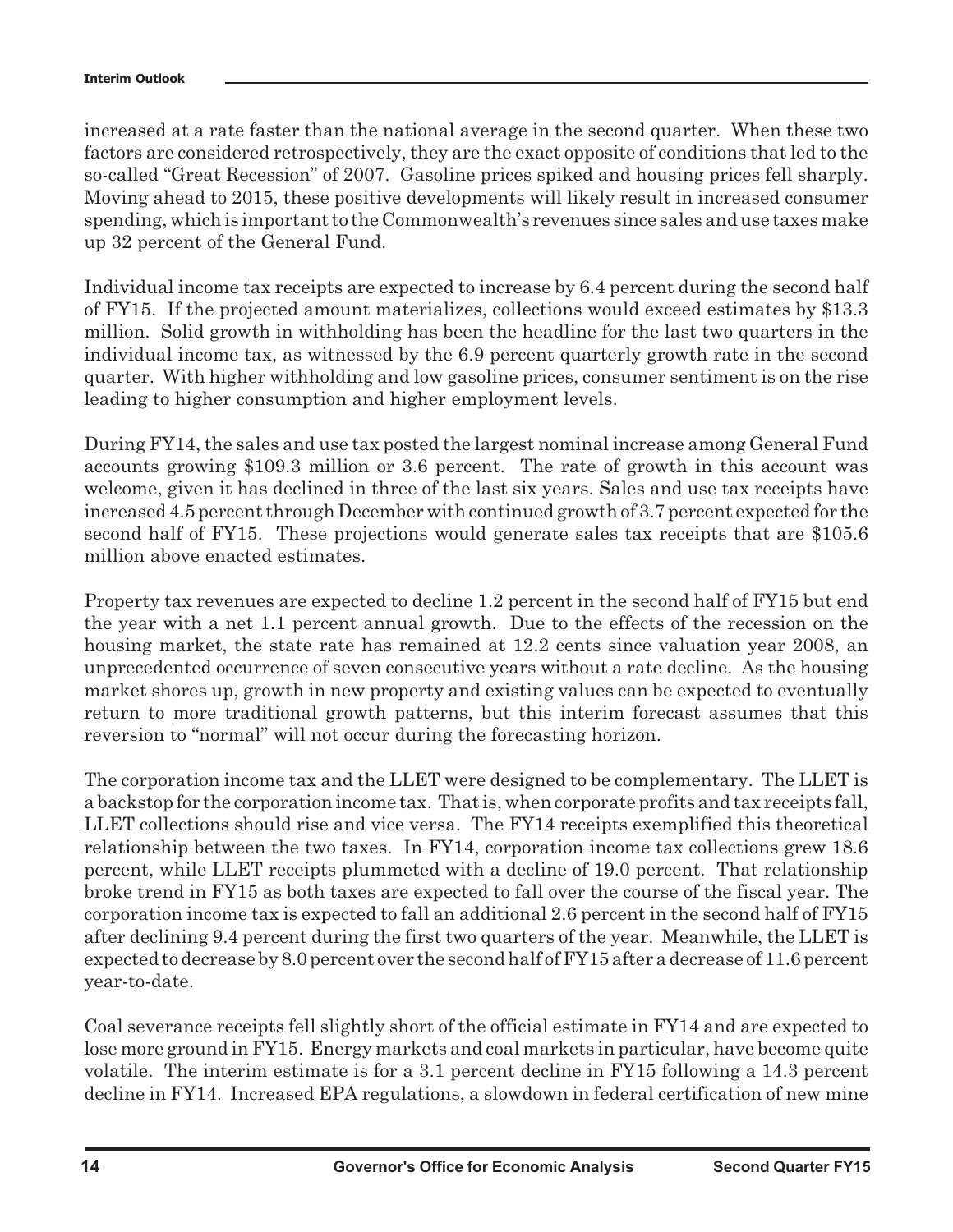increased at a rate faster than the national average in the second quarter. When these two factors are considered retrospectively, they are the exact opposite of conditions that led to the so-called "Great Recession" of 2007. Gasoline prices spiked and housing prices fell sharply. Moving ahead to 2015, these positive developments will likely result in increased consumer spending, which is important to the Commonwealth's revenues since sales and use taxes make up 32 percent of the General Fund.

Individual income tax receipts are expected to increase by 6.4 percent during the second half of FY15. If the projected amount materializes, collections would exceed estimates by $13.3 million. Solid growth in withholding has been the headline for the last two quarters in the individual income tax, as witnessed by the 6.9 percent quarterly growth rate in the second quarter. With higher withholding and low gasoline prices, consumer sentiment is on the rise leading to higher consumption and higher employment levels.

During FY14, the sales and use tax posted the largest nominal increase among General Fund accounts growing $109.3 million or 3.6 percent. The rate of growth in this account was welcome, given it has declined in three of the last six years. Sales and use tax receipts have increased 4.5 percent through December with continued growth of 3.7 percent expected for the second half of FY15. These projections would generate sales tax receipts that are $105.6 million above enacted estimates.

Property tax revenues are expected to decline 1.2 percent in the second half of FY15 but end the year with a net 1.1 percent annual growth. Due to the effects of the recession on the housing market, the state rate has remained at 12.2 cents since valuation year 2008, an unprecedented occurrence of seven consecutive years without a rate decline. As the housing market shores up, growth in new property and existing values can be expected to eventually return to more traditional growth patterns, but this interim forecast assumes that this reversion to "normal" will not occur during the forecasting horizon.

The corporation income tax and the LLET were designed to be complementary. The LLET is a backstop for the corporation income tax. That is, when corporate profits and tax receipts fall, LLET collections should rise and vice versa. The FY14 receipts exemplified this theoretical relationship between the two taxes. In FY14, corporation income tax collections grew 18.6 percent, while LLET receipts plummeted with a decline of 19.0 percent. That relationship broke trend in FY15 as both taxes are expected to fall over the course of the fiscal year. The corporation income tax is expected to fall an additional 2.6 percent in the second half of FY15 after declining 9.4 percent during the first two quarters of the year. Meanwhile, the LLET is expected to decrease by 8.0 percent over the second half of FY15 after a decrease of 11.6 percent year-to-date.

Coal severance receipts fell slightly short of the official estimate in FY14 and are expected to lose more ground in FY15. Energy markets and coal markets in particular, have become quite volatile. The interim estimate is for a 3.1 percent decline in FY15 following a 14.3 percent decline in FY14. Increased EPA regulations, a slowdown in federal certification of new mine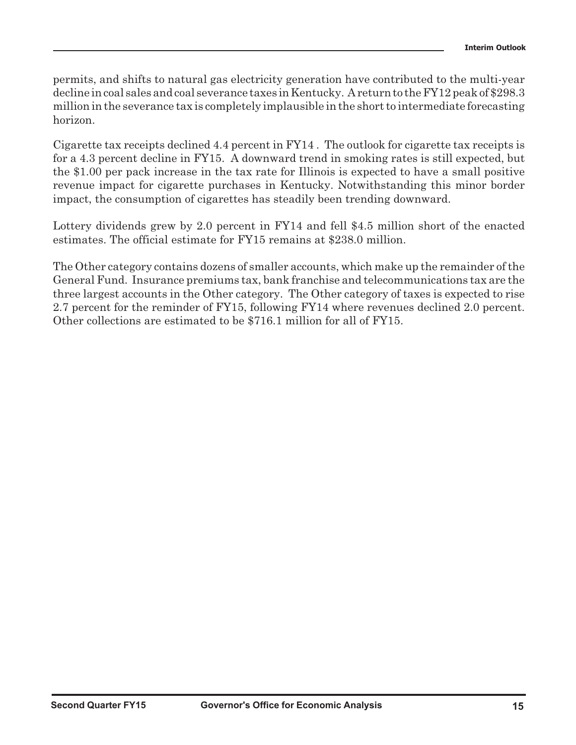permits, and shifts to natural gas electricity generation have contributed to the multi-year decline in coal sales and coal severance taxes in Kentucky. A return to the FY12 peak of $298.3 million in the severance tax is completely implausible in the short to intermediate forecasting horizon.

Cigarette tax receipts declined 4.4 percent in FY14 . The outlook for cigarette tax receipts is for a 4.3 percent decline in FY15. A downward trend in smoking rates is still expected, but the $1.00 per pack increase in the tax rate for Illinois is expected to have a small positive revenue impact for cigarette purchases in Kentucky. Notwithstanding this minor border impact, the consumption of cigarettes has steadily been trending downward.

Lottery dividends grew by 2.0 percent in FY14 and fell $4.5 million short of the enacted estimates. The official estimate for FY15 remains at $238.0 million.

The Other category contains dozens of smaller accounts, which make up the remainder of the General Fund. Insurance premiums tax, bank franchise and telecommunications tax are the three largest accounts in the Other category. The Other category of taxes is expected to rise 2.7 percent for the reminder of FY15, following FY14 where revenues declined 2.0 percent. Other collections are estimated to be $716.1 million for all of FY15.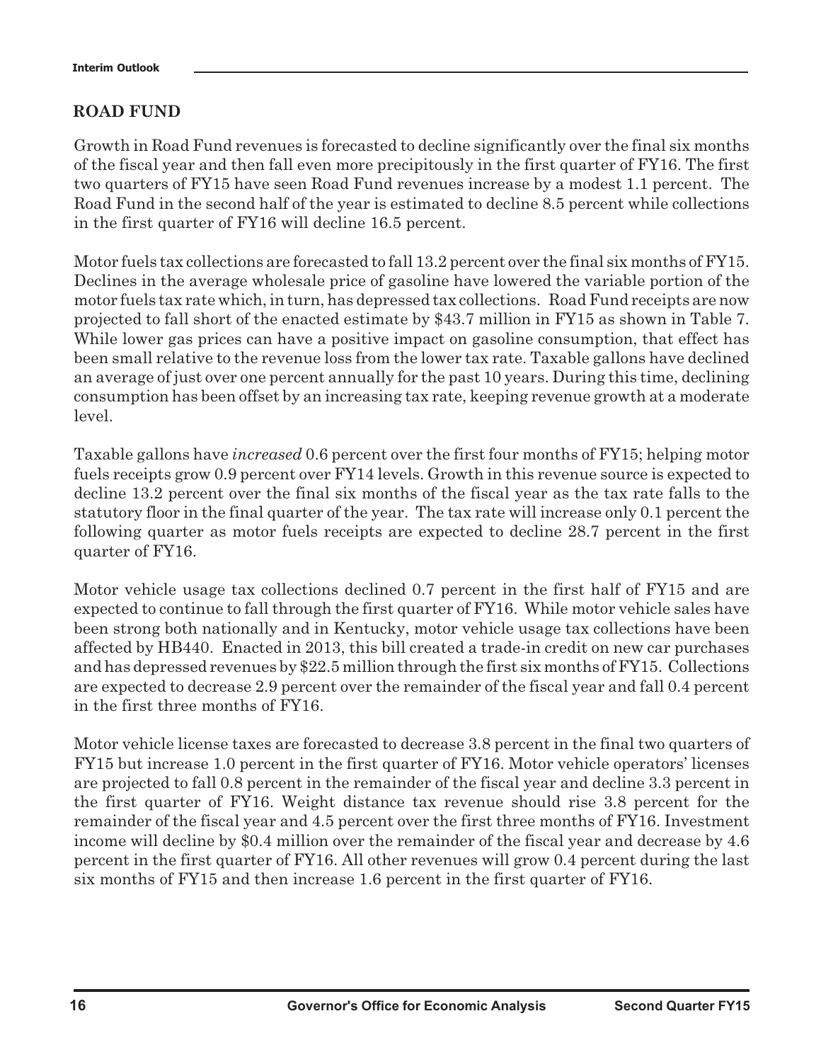## ROAD FUND

Growth in Road Fund revenues is forecasted to decline significantly over the final six months of the fiscal year and then fall even more precipitously in the first quarter of FY16. The first two quarters of FY15 have seen Road Fund revenues increase by a modest 1.1 percent. The Road Fund in the second half of the year is estimated to decline 8.5 percent while collections in the first quarter of FY16 will decline 16.5 percent.

Motor fuels tax collections are forecasted to fall 13.2 percent over the final six months of FY15. Declines in the average wholesale price of gasoline have lowered the variable portion of the motor fuels tax rate which, in turn, has depressed tax collections. Road Fund receipts are now projected to fall short of the enacted estimate by $43.7 million in FY15 as shown in Table 7. While lower gas prices can have a positive impact on gasoline consumption, that effect has been small relative to the revenue loss from the lower tax rate. Taxable gallons have declined an average of just over one percent annually for the past 10 years. During this time, declining consumption has been offset by an increasing tax rate, keeping revenue growth at a moderate level.

Taxable gallons have *increased* 0.6 percent over the first four months of FY15; helping motor fuels receipts grow 0.9 percent over FY14 levels. Growth in this revenue source is expected to decline 13.2 percent over the final six months of the fiscal year as the tax rate falls to the statutory floor in the final quarter of the year. The tax rate will increase only 0.1 percent the following quarter as motor fuels receipts are expected to decline 28.7 percent in the first quarter of FY16.

Motor vehicle usage tax collections declined 0.7 percent in the first half of FY15 and are expected to continue to fall through the first quarter of FY16. While motor vehicle sales have been strong both nationally and in Kentucky, motor vehicle usage tax collections have been affected by HB440. Enacted in 2013, this bill created a trade-in credit on new car purchases and has depressed revenues by $22.5 million through the first six months of FY15. Collections are expected to decrease 2.9 percent over the remainder of the fiscal year and fall 0.4 percent in the first three months of FY16.

Motor vehicle license taxes are forecasted to decrease 3.8 percent in the final two quarters of FY15 but increase 1.0 percent in the first quarter of FY16. Motor vehicle operators' licenses are projected to fall 0.8 percent in the remainder of the fiscal year and decline 3.3 percent in the first quarter of FY16. Weight distance tax revenue should rise 3.8 percent for the remainder of the fiscal year and 4.5 percent over the first three months of FY16. Investment income will decline by $0.4 million over the remainder of the fiscal year and decrease by 4.6 percent in the first quarter of FY16. All other revenues will grow 0.4 percent during the last six months of FY15 and then increase 1.6 percent in the first quarter of FY16.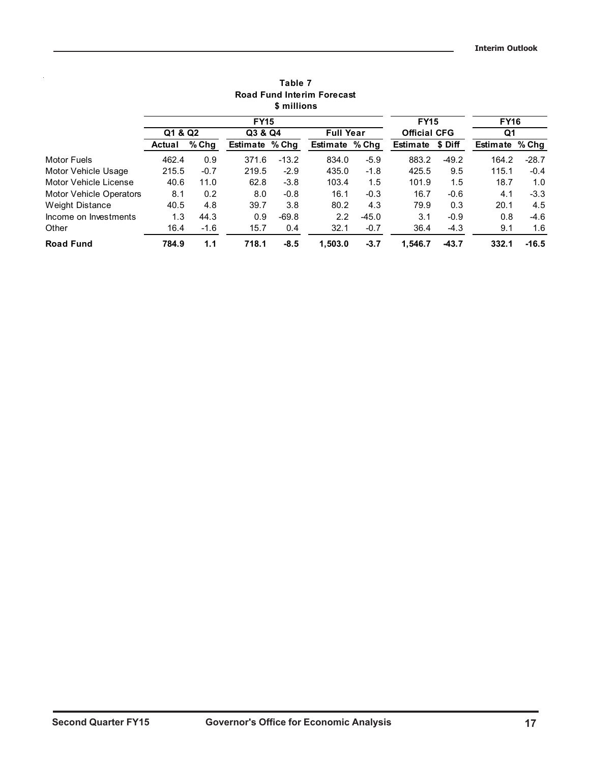**Table 7**
**Road Fund Interim Forecast**
**$ millions**

| | FY15 | | | | | | FY15 | | FY16 | |
|---|---|---|---|---|---|---|---|---|---|---|
| | Q1 & Q2 | | Q3 & Q4 | | Full Year | | Official CFG | | Q1 | |
| | Actual | % Chg | Estimate | % Chg | Estimate | % Chg | Estimate | $ Diff | Estimate | % Chg |
| Motor Fuels | 462.4 | 0.9 | 371.6 | -13.2 | 834.0 | -5.9 | 883.2 | -49.2 | 164.2 | -28.7 |
| Motor Vehicle Usage | 215.5 | -0.7 | 219.5 | -2.9 | 435.0 | -1.8 | 425.5 | 9.5 | 115.1 | -0.4 |
| Motor Vehicle License | 40.6 | 11.0 | 62.8 | -3.8 | 103.4 | 1.5 | 101.9 | 1.5 | 18.7 | 1.0 |
| Motor Vehicle Operators | 8.1 | 0.2 | 8.0 | -0.8 | 16.1 | -0.3 | 16.7 | -0.6 | 4.1 | -3.3 |
| Weight Distance | 40.5 | 4.8 | 39.7 | 3.8 | 80.2 | 4.3 | 79.9 | 0.3 | 20.1 | 4.5 |
| Income on Investments | 1.3 | 44.3 | 0.9 | -69.8 | 2.2 | -45.0 | 3.1 | -0.9 | 0.8 | -4.6 |
| Other | 16.4 | -1.6 | 15.7 | 0.4 | 32.1 | -0.7 | 36.4 | -4.3 | 9.1 | 1.6 |
| **Road Fund** | **784.9** | **1.1** | **718.1** | **-8.5** | **1,503.0** | **-3.7** | **1,546.7** | **-43.7** | **332.1** | **-16.5** |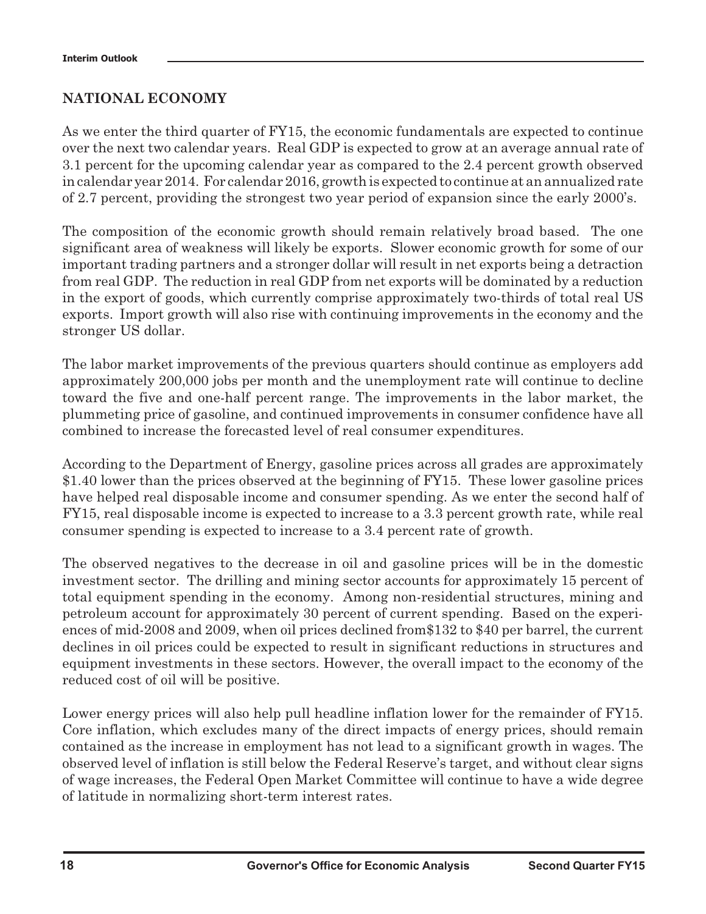## NATIONAL ECONOMY

As we enter the third quarter of FY15, the economic fundamentals are expected to continue over the next two calendar years. Real GDP is expected to grow at an average annual rate of 3.1 percent for the upcoming calendar year as compared to the 2.4 percent growth observed in calendar year 2014. For calendar 2016, growth is expected to continue at an annualized rate of 2.7 percent, providing the strongest two year period of expansion since the early 2000's.

The composition of the economic growth should remain relatively broad based. The one significant area of weakness will likely be exports. Slower economic growth for some of our important trading partners and a stronger dollar will result in net exports being a detraction from real GDP. The reduction in real GDP from net exports will be dominated by a reduction in the export of goods, which currently comprise approximately two-thirds of total real US exports. Import growth will also rise with continuing improvements in the economy and the stronger US dollar.

The labor market improvements of the previous quarters should continue as employers add approximately 200,000 jobs per month and the unemployment rate will continue to decline toward the five and one-half percent range. The improvements in the labor market, the plummeting price of gasoline, and continued improvements in consumer confidence have all combined to increase the forecasted level of real consumer expenditures.

According to the Department of Energy, gasoline prices across all grades are approximately $1.40 lower than the prices observed at the beginning of FY15. These lower gasoline prices have helped real disposable income and consumer spending. As we enter the second half of FY15, real disposable income is expected to increase to a 3.3 percent growth rate, while real consumer spending is expected to increase to a 3.4 percent rate of growth.

The observed negatives to the decrease in oil and gasoline prices will be in the domestic investment sector. The drilling and mining sector accounts for approximately 15 percent of total equipment spending in the economy. Among non-residential structures, mining and petroleum account for approximately 30 percent of current spending. Based on the experiences of mid-2008 and 2009, when oil prices declined from$132 to $40 per barrel, the current declines in oil prices could be expected to result in significant reductions in structures and equipment investments in these sectors. However, the overall impact to the economy of the reduced cost of oil will be positive.

Lower energy prices will also help pull headline inflation lower for the remainder of FY15. Core inflation, which excludes many of the direct impacts of energy prices, should remain contained as the increase in employment has not lead to a significant growth in wages. The observed level of inflation is still below the Federal Reserve's target, and without clear signs of wage increases, the Federal Open Market Committee will continue to have a wide degree of latitude in normalizing short-term interest rates.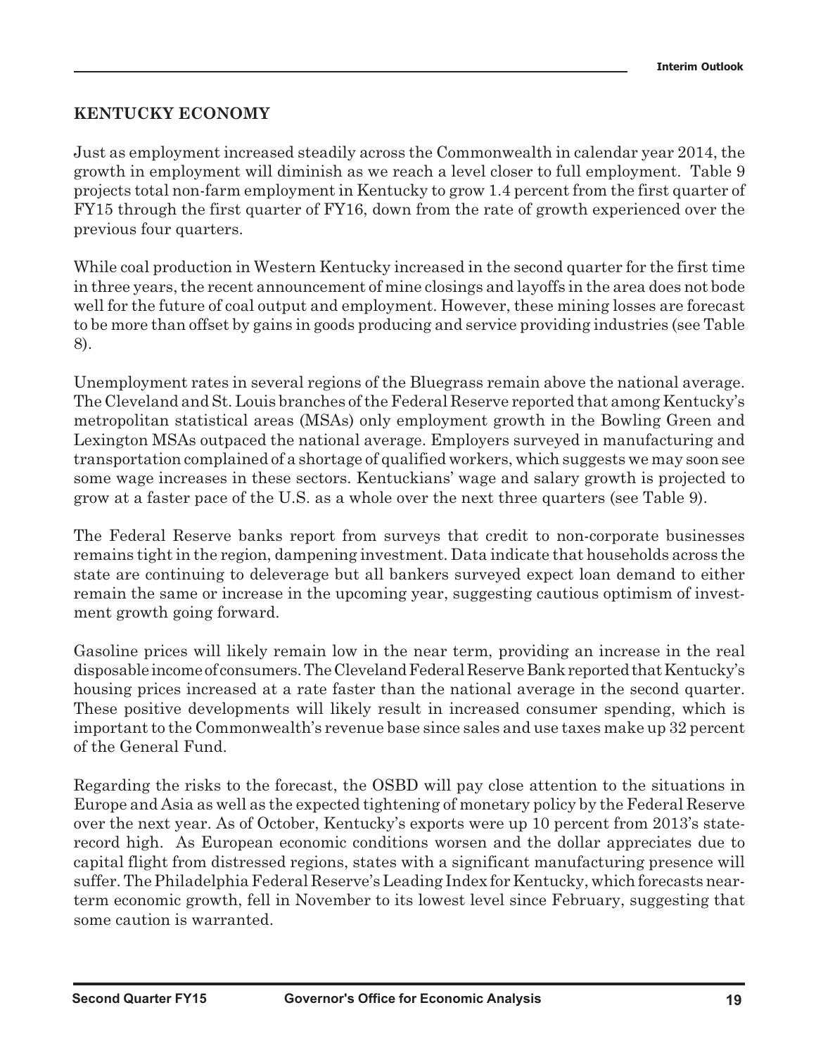## KENTUCKY ECONOMY

Just as employment increased steadily across the Commonwealth in calendar year 2014, the growth in employment will diminish as we reach a level closer to full employment. Table 9 projects total non-farm employment in Kentucky to grow 1.4 percent from the first quarter of FY15 through the first quarter of FY16, down from the rate of growth experienced over the previous four quarters.

While coal production in Western Kentucky increased in the second quarter for the first time in three years, the recent announcement of mine closings and layoffs in the area does not bode well for the future of coal output and employment. However, these mining losses are forecast to be more than offset by gains in goods producing and service providing industries (see Table 8).

Unemployment rates in several regions of the Bluegrass remain above the national average. The Cleveland and St. Louis branches of the Federal Reserve reported that among Kentucky's metropolitan statistical areas (MSAs) only employment growth in the Bowling Green and Lexington MSAs outpaced the national average. Employers surveyed in manufacturing and transportation complained of a shortage of qualified workers, which suggests we may soon see some wage increases in these sectors. Kentuckians' wage and salary growth is projected to grow at a faster pace of the U.S. as a whole over the next three quarters (see Table 9).

The Federal Reserve banks report from surveys that credit to non-corporate businesses remains tight in the region, dampening investment. Data indicate that households across the state are continuing to deleverage but all bankers surveyed expect loan demand to either remain the same or increase in the upcoming year, suggesting cautious optimism of investment growth going forward.

Gasoline prices will likely remain low in the near term, providing an increase in the real disposable income of consumers. The Cleveland Federal Reserve Bank reported that Kentucky's housing prices increased at a rate faster than the national average in the second quarter. These positive developments will likely result in increased consumer spending, which is important to the Commonwealth's revenue base since sales and use taxes make up 32 percent of the General Fund.

Regarding the risks to the forecast, the OSBD will pay close attention to the situations in Europe and Asia as well as the expected tightening of monetary policy by the Federal Reserve over the next year. As of October, Kentucky's exports were up 10 percent from 2013's state-record high. As European economic conditions worsen and the dollar appreciates due to capital flight from distressed regions, states with a significant manufacturing presence will suffer. The Philadelphia Federal Reserve's Leading Index for Kentucky, which forecasts near-term economic growth, fell in November to its lowest level since February, suggesting that some caution is warranted.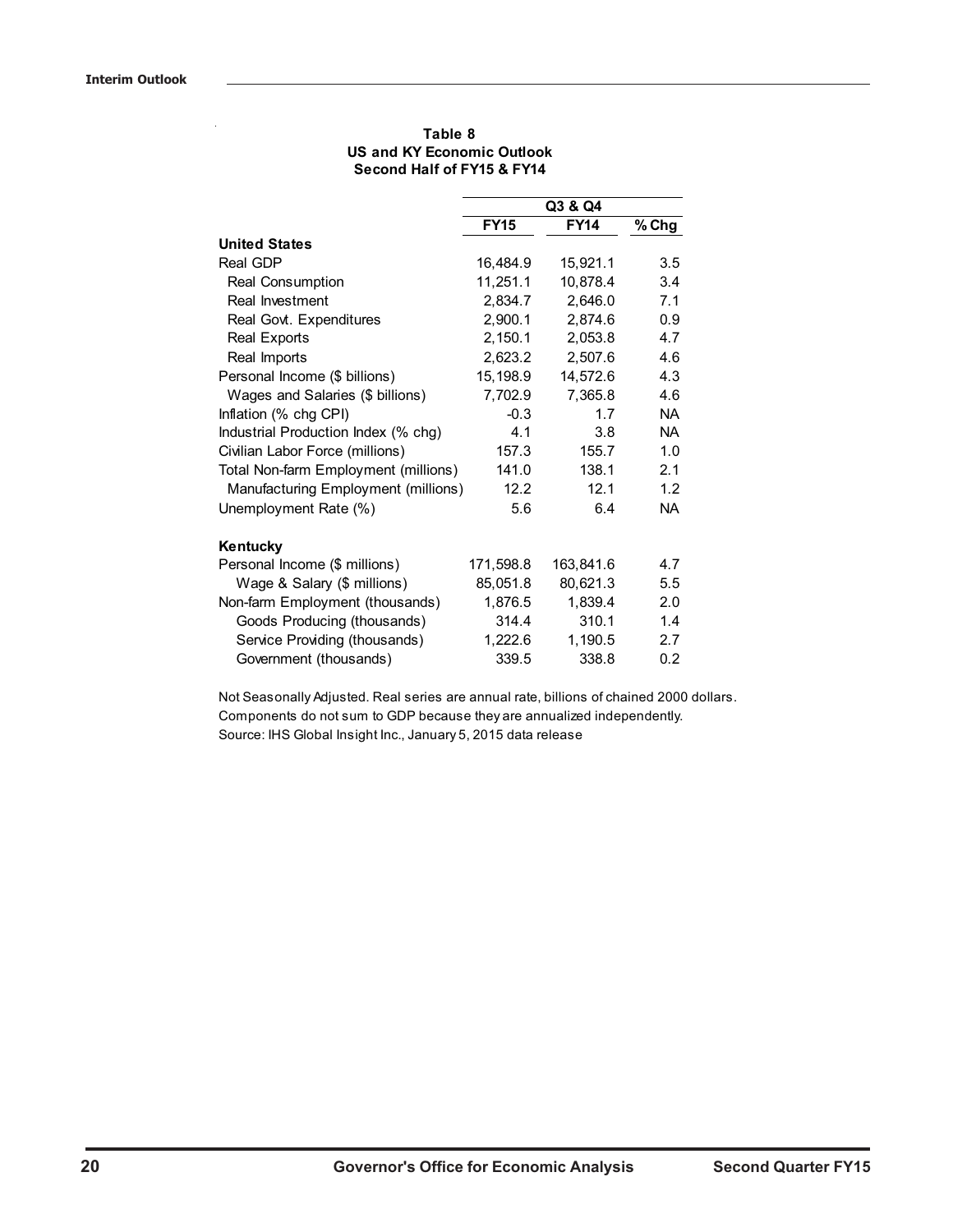**Table 8**
**US and KY Economic Outlook**
**Second Half of FY15 & FY14**

| | Q3 & Q4 | | |
|---|---|---|---|
| | **FY15** | **FY14** | **% Chg** |
| **United States** | | | |
| Real GDP | 16,484.9 | 15,921.1 | 3.5 |
| Real Consumption | 11,251.1 | 10,878.4 | 3.4 |
| Real Investment | 2,834.7 | 2,646.0 | 7.1 |
| Real Govt. Expenditures | 2,900.1 | 2,874.6 | 0.9 |
| Real Exports | 2,150.1 | 2,053.8 | 4.7 |
| Real Imports | 2,623.2 | 2,507.6 | 4.6 |
| Personal Income ($ billions) | 15,198.9 | 14,572.6 | 4.3 |
| Wages and Salaries ($ billions) | 7,702.9 | 7,365.8 | 4.6 |
| Inflation (% chg CPI) | -0.3 | 1.7 | NA |
| Industrial Production Index (% chg) | 4.1 | 3.8 | NA |
| Civilian Labor Force (millions) | 157.3 | 155.7 | 1.0 |
| Total Non-farm Employment (millions) | 141.0 | 138.1 | 2.1 |
| Manufacturing Employment (millions) | 12.2 | 12.1 | 1.2 |
| Unemployment Rate (%) | 5.6 | 6.4 | NA |
| **Kentucky** | | | |
| Personal Income ($ millions) | 171,598.8 | 163,841.6 | 4.7 |
| Wage & Salary ($ millions) | 85,051.8 | 80,621.3 | 5.5 |
| Non-farm Employment (thousands) | 1,876.5 | 1,839.4 | 2.0 |
| Goods Producing (thousands) | 314.4 | 310.1 | 1.4 |
| Service Providing (thousands) | 1,222.6 | 1,190.5 | 2.7 |
| Government (thousands) | 339.5 | 338.8 | 0.2 |

Not Seasonally Adjusted. Real series are annual rate, billions of chained 2000 dollars.
Components do not sum to GDP because they are annualized independently.
Source: IHS Global Insight Inc., January 5, 2015 data release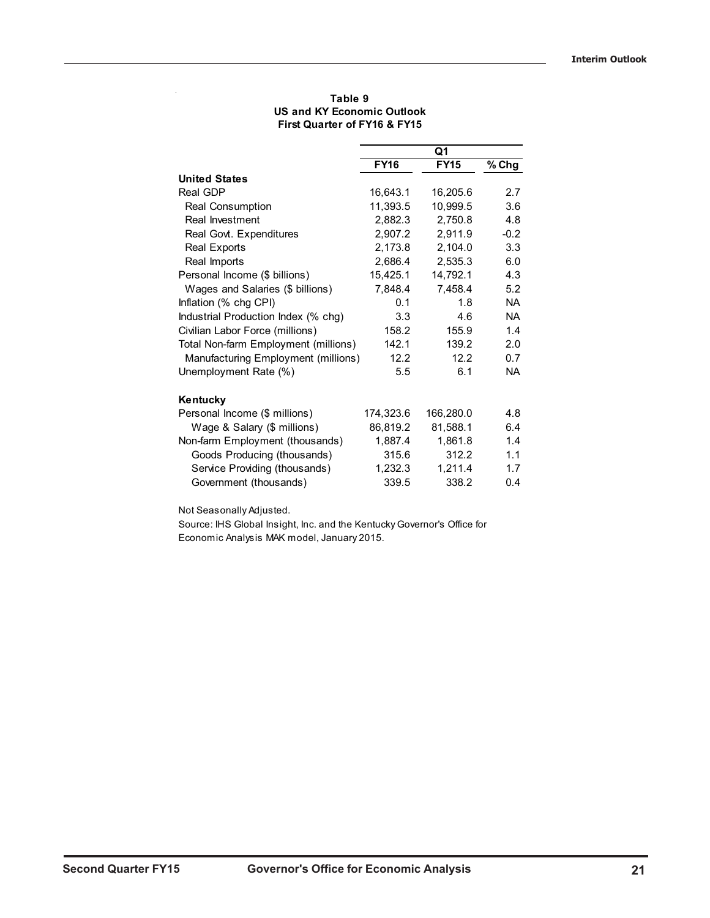**Table 9**
**US and KY Economic Outlook**
**First Quarter of FY16 & FY15**

| | Q1 | | |
|---|---|---|---|
| | **FY16** | **FY15** | **% Chg** |
| **United States** | | | |
| Real GDP | 16,643.1 | 16,205.6 | 2.7 |
| Real Consumption | 11,393.5 | 10,999.5 | 3.6 |
| Real Investment | 2,882.3 | 2,750.8 | 4.8 |
| Real Govt. Expenditures | 2,907.2 | 2,911.9 | -0.2 |
| Real Exports | 2,173.8 | 2,104.0 | 3.3 |
| Real Imports | 2,686.4 | 2,535.3 | 6.0 |
| Personal Income ($ billions) | 15,425.1 | 14,792.1 | 4.3 |
| Wages and Salaries ($ billions) | 7,848.4 | 7,458.4 | 5.2 |
| Inflation (% chg CPI) | 0.1 | 1.8 | NA |
| Industrial Production Index (% chg) | 3.3 | 4.6 | NA |
| Civilian Labor Force (millions) | 158.2 | 155.9 | 1.4 |
| Total Non-farm Employment (millions) | 142.1 | 139.2 | 2.0 |
| Manufacturing Employment (millions) | 12.2 | 12.2 | 0.7 |
| Unemployment Rate (%) | 5.5 | 6.1 | NA |
| **Kentucky** | | | |
| Personal Income ($ millions) | 174,323.6 | 166,280.0 | 4.8 |
| Wage & Salary ($ millions) | 86,819.2 | 81,588.1 | 6.4 |
| Non-farm Employment (thousands) | 1,887.4 | 1,861.8 | 1.4 |
| Goods Producing (thousands) | 315.6 | 312.2 | 1.1 |
| Service Providing (thousands) | 1,232.3 | 1,211.4 | 1.7 |
| Government (thousands) | 339.5 | 338.2 | 0.4 |

Not Seasonally Adjusted.

Source: IHS Global Insight, Inc. and the Kentucky Governor's Office for Economic Analysis MAK model, January 2015.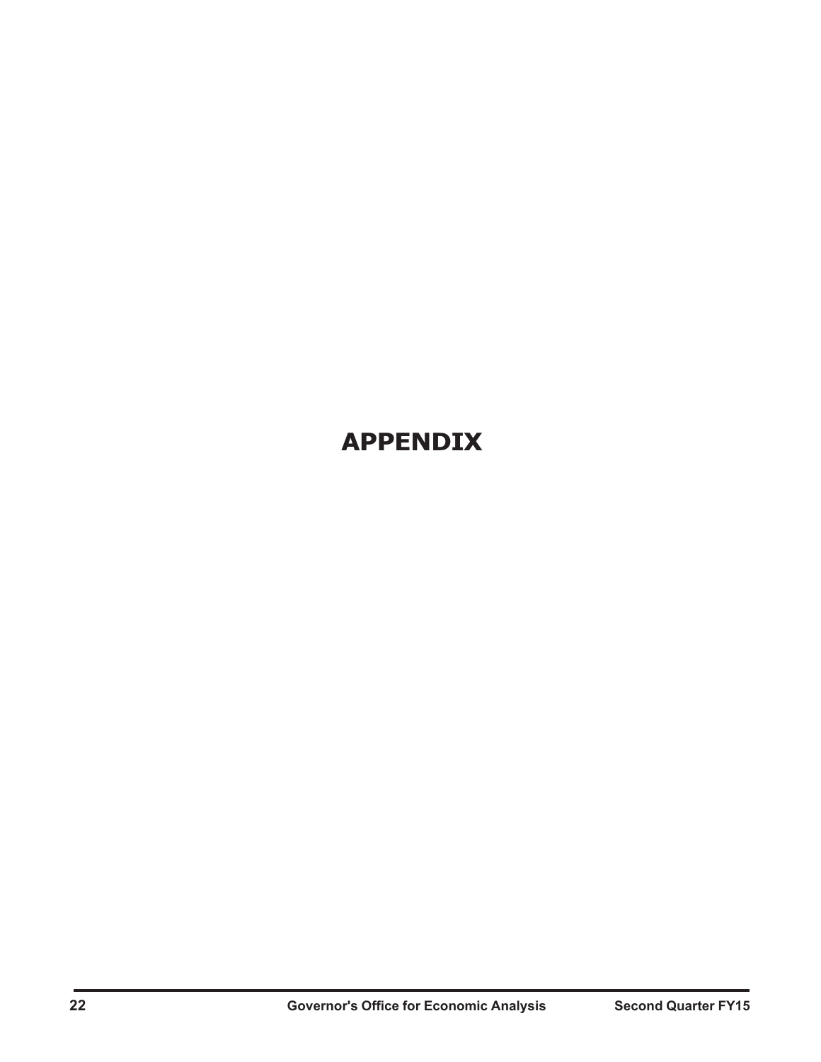# APPENDIX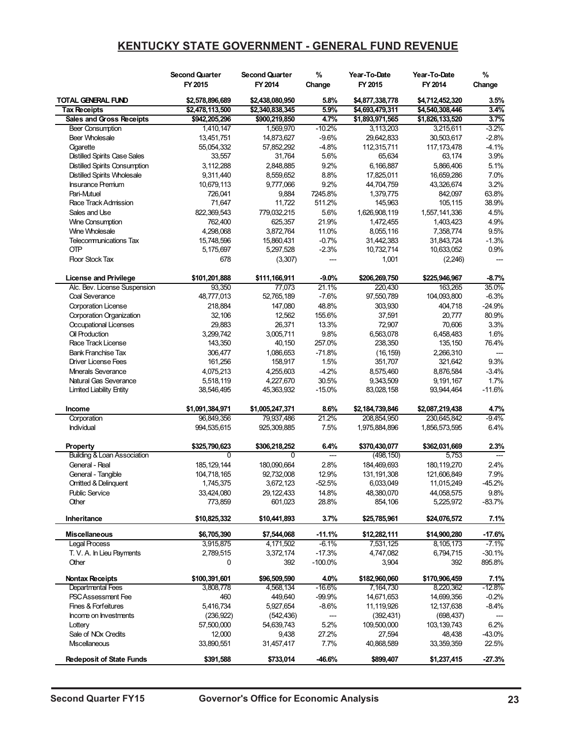## KENTUCKY STATE GOVERNMENT - GENERAL FUND REVENUE

| | Second Quarter FY 2015 | Second Quarter FY 2014 | % Change | Year-To-Date FY 2015 | Year-To-Date FY 2014 | % Change |
|---|---|---|---|---|---|---|
| **TOTAL GENERAL FUND** | **$2,578,896,689** | **$2,438,080,950** | **5.8%** | **$4,877,338,778** | **$4,712,452,320** | **3.5%** |
| **Tax Receipts** | **$2,478,113,500** | **$2,340,838,345** | **5.9%** | **$4,693,479,311** | **$4,540,308,446** | **3.4%** |
| **Sales and Gross Receipts** | **$942,205,296** | **$900,219,850** | **4.7%** | **$1,893,971,565** | **$1,826,133,520** | **3.7%** |
| Beer Consumption | 1,410,147 | 1,569,970 | -10.2% | 3,113,203 | 3,215,611 | -3.2% |
| Beer Wholesale | 13,451,751 | 14,873,627 | -9.6% | 29,642,833 | 30,503,617 | -2.8% |
| Cigarette | 55,054,332 | 57,852,292 | -4.8% | 112,315,711 | 117,173,478 | -4.1% |
| Distilled Spirits Case Sales | 33,557 | 31,764 | 5.6% | 65,634 | 63,174 | 3.9% |
| Distilled Spirits Consumption | 3,112,288 | 2,848,885 | 9.2% | 6,166,887 | 5,866,406 | 5.1% |
| Distilled Spirits Wholesale | 9,311,440 | 8,559,652 | 8.8% | 17,825,011 | 16,659,286 | 7.0% |
| Insurance Premium | 10,679,113 | 9,777,066 | 9.2% | 44,704,759 | 43,326,674 | 3.2% |
| Pari-Mutuel | 726,041 | 9,884 | 7245.8% | 1,379,775 | 842,097 | 63.8% |
| Race Track Admission | 71,647 | 11,722 | 511.2% | 145,963 | 105,115 | 38.9% |
| Sales and Use | 822,369,543 | 779,032,215 | 5.6% | 1,626,908,119 | 1,557,141,336 | 4.5% |
| Wine Consumption | 762,400 | 625,357 | 21.9% | 1,472,455 | 1,403,423 | 4.9% |
| Wine Wholesale | 4,298,068 | 3,872,764 | 11.0% | 8,055,116 | 7,358,774 | 9.5% |
| Telecommunications Tax | 15,748,596 | 15,860,431 | -0.7% | 31,442,383 | 31,843,724 | -1.3% |
| OTP | 5,175,697 | 5,297,528 | -2.3% | 10,732,714 | 10,633,052 | 0.9% |
| Floor Stock Tax | 678 | (3,307) | --- | 1,001 | (2,246) | --- |
| | | | | | | |
| **License and Privilege** | **$101,201,888** | **$111,166,911** | **-9.0%** | **$206,269,750** | **$225,946,967** | **-8.7%** |
| Alc. Bev. License Suspension | 93,350 | 77,073 | 21.1% | 220,430 | 163,265 | 35.0% |
| Coal Severance | 48,777,013 | 52,765,189 | -7.6% | 97,550,789 | 104,093,800 | -6.3% |
| Corporation License | 218,884 | 147,080 | 48.8% | 303,930 | 404,718 | -24.9% |
| Corporation Organization | 32,106 | 12,562 | 155.6% | 37,591 | 20,777 | 80.9% |
| Occupational Licenses | 29,883 | 26,371 | 13.3% | 72,907 | 70,606 | 3.3% |
| Oil Production | 3,299,742 | 3,005,711 | 9.8% | 6,563,078 | 6,458,483 | 1.6% |
| Race Track License | 143,350 | 40,150 | 257.0% | 238,350 | 135,150 | 76.4% |
| Bank Franchise Tax | 306,477 | 1,086,653 | -71.8% | (16,159) | 2,266,310 | --- |
| Driver License Fees | 161,256 | 158,917 | 1.5% | 351,707 | 321,642 | 9.3% |
| Minerals Severance | 4,075,213 | 4,255,603 | -4.2% | 8,575,460 | 8,876,584 | -3.4% |
| Natural Gas Severance | 5,518,119 | 4,227,670 | 30.5% | 9,343,509 | 9,191,167 | 1.7% |
| Limited Liability Entity | 38,546,495 | 45,363,932 | -15.0% | 83,028,158 | 93,944,464 | -11.6% |
| | | | | | | |
| **Income** | **$1,091,384,971** | **$1,005,247,371** | **8.6%** | **$2,184,739,846** | **$2,087,219,438** | **4.7%** |
| Corporation | 96,849,356 | 79,937,486 | 21.2% | 208,854,950 | 230,645,842 | -9.4% |
| Individual | 994,535,615 | 925,309,885 | 7.5% | 1,975,884,896 | 1,856,573,595 | 6.4% |
| | | | | | | |
| **Property** | **$325,790,623** | **$306,218,252** | **6.4%** | **$370,430,077** | **$362,031,669** | **2.3%** |
| Building & Loan Association | 0 | 0 | --- | (498,150) | 5,753 | --- |
| General - Real | 185,129,144 | 180,090,664 | 2.8% | 184,469,693 | 180,119,270 | 2.4% |
| General - Tangible | 104,718,165 | 92,732,008 | 12.9% | 131,191,308 | 121,606,849 | 7.9% |
| Omitted & Delinquent | 1,745,375 | 3,672,123 | -52.5% | 6,033,049 | 11,015,249 | -45.2% |
| Public Service | 33,424,080 | 29,122,433 | 14.8% | 48,380,070 | 44,058,575 | 9.8% |
| Other | 773,859 | 601,023 | 28.8% | 854,106 | 5,225,972 | -83.7% |
| | | | | | | |
| **Inheritance** | **$10,825,332** | **$10,441,893** | **3.7%** | **$25,785,961** | **$24,076,572** | **7.1%** |
| | | | | | | |
| **Miscellaneous** | **$6,705,390** | **$7,544,068** | **-11.1%** | **$12,282,111** | **$14,900,280** | **-17.6%** |
| Legal Process | 3,915,875 | 4,171,502 | -6.1% | 7,531,125 | 8,105,173 | -7.1% |
| T. V. A. In Lieu Payments | 2,789,515 | 3,372,174 | -17.3% | 4,747,082 | 6,794,715 | -30.1% |
| Other | 0 | 392 | -100.0% | 3,904 | 392 | 895.8% |
| | | | | | | |
| **Nontax Receipts** | **$100,391,601** | **$96,509,590** | **4.0%** | **$182,960,060** | **$170,906,459** | **7.1%** |
| Departmental Fees | 3,808,778 | 4,568,134 | -16.6% | 7,164,730 | 8,220,362 | -12.8% |
| PSC Assessment Fee | 460 | 449,640 | -99.9% | 14,671,653 | 14,699,356 | -0.2% |
| Fines & Forfeitures | 5,416,734 | 5,927,654 | -8.6% | 11,119,926 | 12,137,638 | -8.4% |
| Income on Investments | (236,922) | (542,436) | --- | (392,431) | (698,437) | --- |
| Lottery | 57,500,000 | 54,639,743 | 5.2% | 109,500,000 | 103,139,743 | 6.2% |
| Sale of NOx Credits | 12,000 | 9,438 | 27.2% | 27,594 | 48,438 | -43.0% |
| Miscellaneous | 33,890,551 | 31,457,417 | 7.7% | 40,868,589 | 33,359,359 | 22.5% |
| | | | | | | |
| **Redeposit of State Funds** | **$391,588** | **$733,014** | **-46.6%** | **$899,407** | **$1,237,415** | **-27.3%** |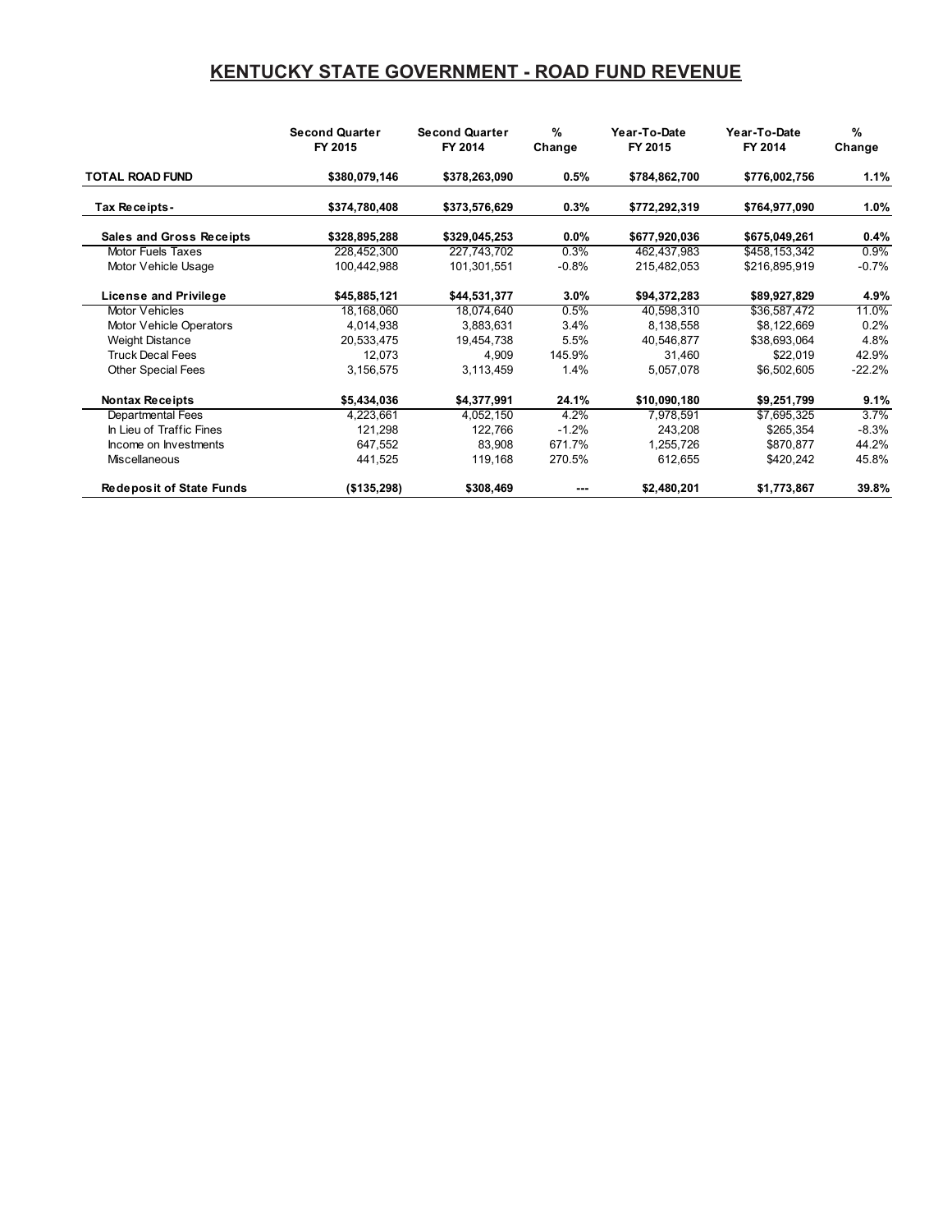# KENTUCKY STATE GOVERNMENT - ROAD FUND REVENUE

| | Second Quarter FY 2015 | Second Quarter FY 2014 | % Change | Year-To-Date FY 2015 | Year-To-Date FY 2014 | % Change |
|---|---|---|---|---|---|---|
| **TOTAL ROAD FUND** | **$380,079,146** | **$378,263,090** | **0.5%** | **$784,862,700** | **$776,002,756** | **1.1%** |
| **Tax Receipts-** | **$374,780,408** | **$373,576,629** | **0.3%** | **$772,292,319** | **$764,977,090** | **1.0%** |
| **Sales and Gross Receipts** | **$328,895,288** | **$329,045,253** | **0.0%** | **$677,920,036** | **$675,049,261** | **0.4%** |
| Motor Fuels Taxes | 228,452,300 | 227,743,702 | 0.3% | 462,437,983 | $458,153,342 | 0.9% |
| Motor Vehicle Usage | 100,442,988 | 101,301,551 | -0.8% | 215,482,053 | $216,895,919 | -0.7% |
| **License and Privilege** | **$45,885,121** | **$44,531,377** | **3.0%** | **$94,372,283** | **$89,927,829** | **4.9%** |
| Motor Vehicles | 18,168,060 | 18,074,640 | 0.5% | 40,598,310 | $36,587,472 | 11.0% |
| Motor Vehicle Operators | 4,014,938 | 3,883,631 | 3.4% | 8,138,558 | $8,122,669 | 0.2% |
| Weight Distance | 20,533,475 | 19,454,738 | 5.5% | 40,546,877 | $38,693,064 | 4.8% |
| Truck Decal Fees | 12,073 | 4,909 | 145.9% | 31,460 | $22,019 | 42.9% |
| Other Special Fees | 3,156,575 | 3,113,459 | 1.4% | 5,057,078 | $6,502,605 | -22.2% |
| **Nontax Receipts** | **$5,434,036** | **$4,377,991** | **24.1%** | **$10,090,180** | **$9,251,799** | **9.1%** |
| Departmental Fees | 4,223,661 | 4,052,150 | 4.2% | 7,978,591 | $7,695,325 | 3.7% |
| In Lieu of Traffic Fines | 121,298 | 122,766 | -1.2% | 243,208 | $265,354 | -8.3% |
| Income on Investments | 647,552 | 83,908 | 671.7% | 1,255,726 | $870,877 | 44.2% |
| Miscellaneous | 441,525 | 119,168 | 270.5% | 612,655 | $420,242 | 45.8% |
| **Redeposit of State Funds** | **($135,298)** | **$308,469** | **---** | **$2,480,201** | **$1,773,867** | **39.8%** |